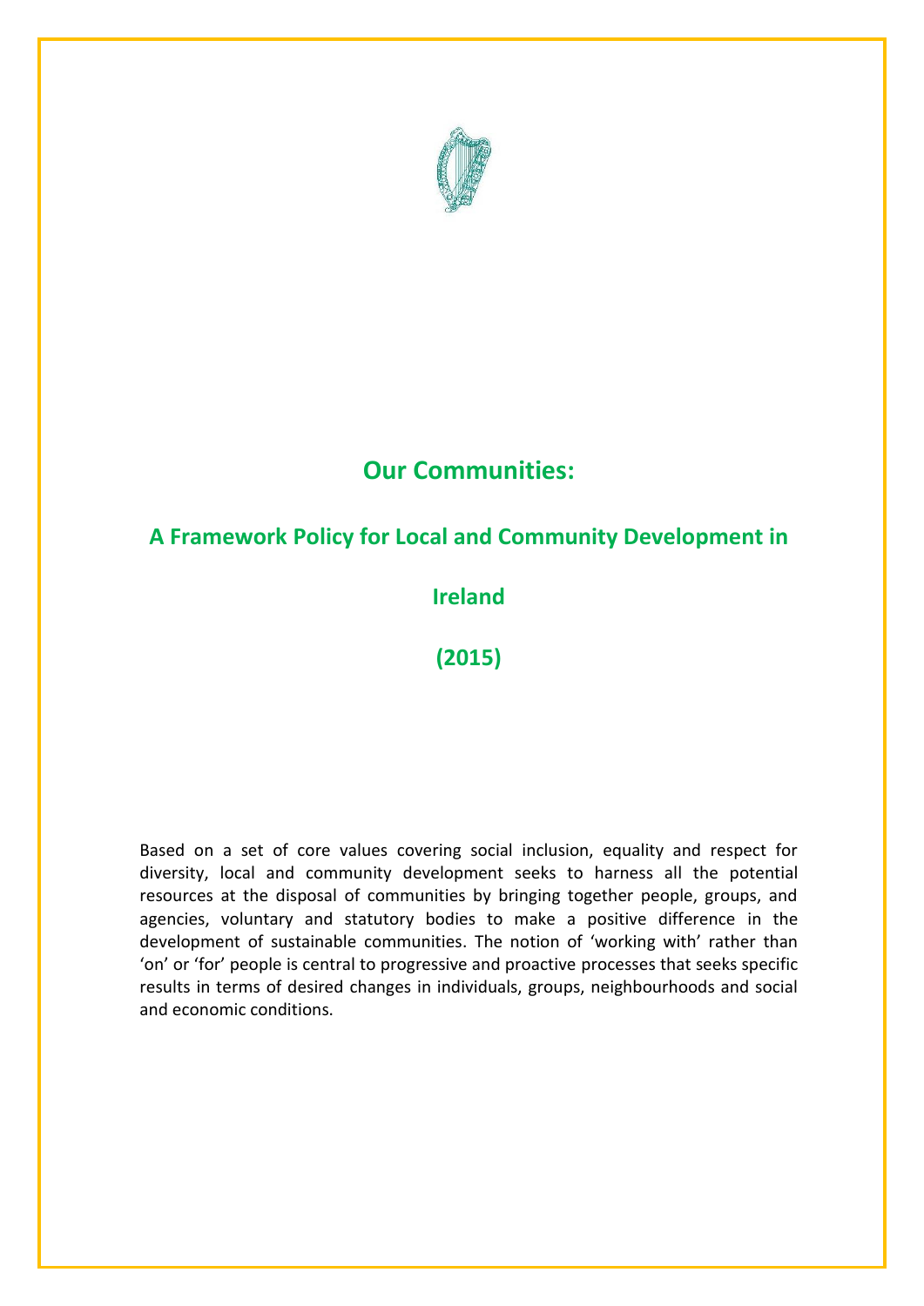# Our Communities:

## A Framework Policy for Local and Community Development in Ireland

## (2015)

Based on a set of core values covering social inclusion, equality and respect for diversity, local and community development seeks to harness all the potential resources at the disposal of communities by bringing together people, groups, and agencies, voluntary and statutory bodies to make a positive difference in the development of sustainable communities. The notion of 'working with' rather than 'on' or 'for' people is central to progressive and proactive processes that seeks specific results in terms of desired changes in individuals, groups, neighbourhoods and social and economic conditions.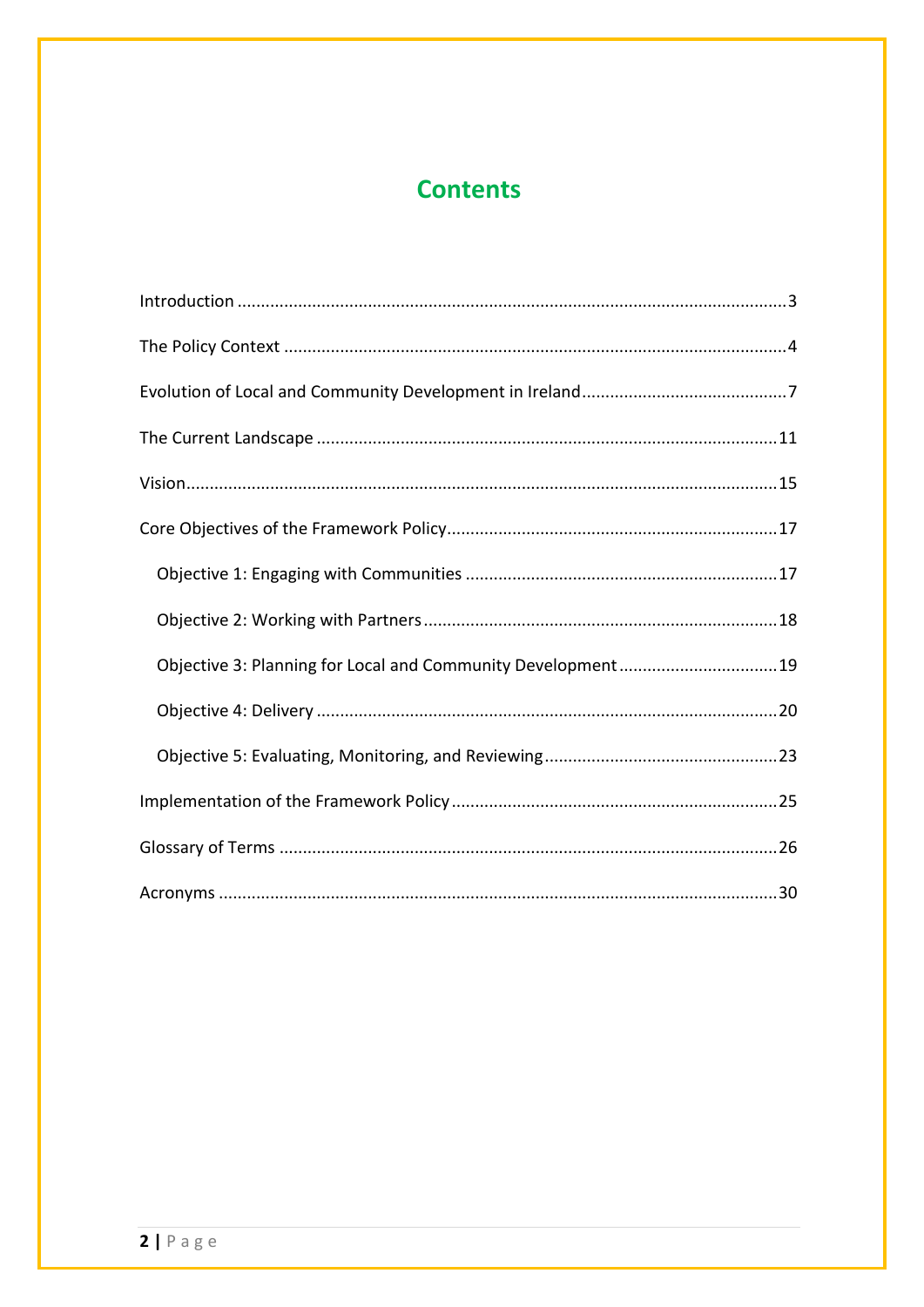# Contents

- Introduction ... 3
- The Policy Context ... 4
- Evolution of Local and Community Development in Ireland ... 7
- The Current Landscape ... 11
- Vision ... 15
- Core Objectives of the Framework Policy ... 17
  - Objective 1: Engaging with Communities ... 17
  - Objective 2: Working with Partners ... 18
  - Objective 3: Planning for Local and Community Development ... 19
  - Objective 4: Delivery ... 20
  - Objective 5: Evaluating, Monitoring, and Reviewing ... 23
- Implementation of the Framework Policy ... 25
- Glossary of Terms ... 26
- Acronyms ... 30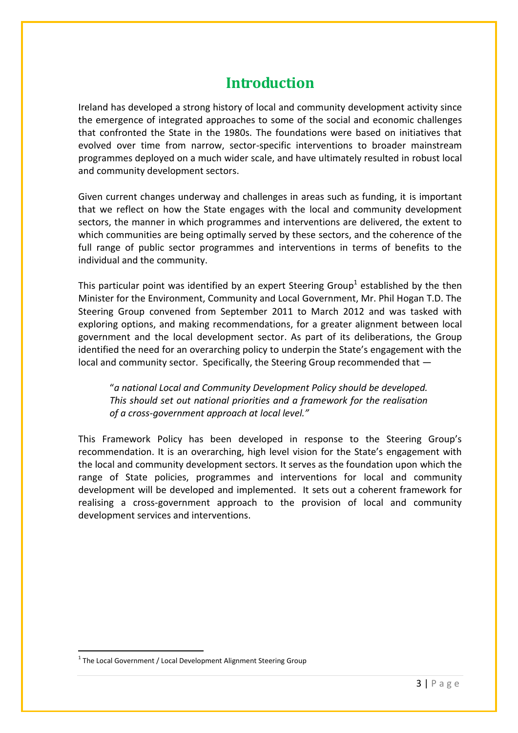# Introduction

Ireland has developed a strong history of local and community development activity since the emergence of integrated approaches to some of the social and economic challenges that confronted the State in the 1980s. The foundations were based on initiatives that evolved over time from narrow, sector-specific interventions to broader mainstream programmes deployed on a much wider scale, and have ultimately resulted in robust local and community development sectors.

Given current changes underway and challenges in areas such as funding, it is important that we reflect on how the State engages with the local and community development sectors, the manner in which programmes and interventions are delivered, the extent to which communities are being optimally served by these sectors, and the coherence of the full range of public sector programmes and interventions in terms of benefits to the individual and the community.

This particular point was identified by an expert Steering Group[1] established by the then Minister for the Environment, Community and Local Government, Mr. Phil Hogan T.D. The Steering Group convened from September 2011 to March 2012 and was tasked with exploring options, and making recommendations, for a greater alignment between local government and the local development sector. As part of its deliberations, the Group identified the need for an overarching policy to underpin the State's engagement with the local and community sector. Specifically, the Steering Group recommended that —

> "*a national Local and Community Development Policy should be developed. This should set out national priorities and a framework for the realisation of a cross-government approach at local level."*

This Framework Policy has been developed in response to the Steering Group's recommendation. It is an overarching, high level vision for the State's engagement with the local and community development sectors. It serves as the foundation upon which the range of State policies, programmes and interventions for local and community development will be developed and implemented. It sets out a coherent framework for realising a cross-government approach to the provision of local and community development services and interventions.

[1] The Local Government / Local Development Alignment Steering Group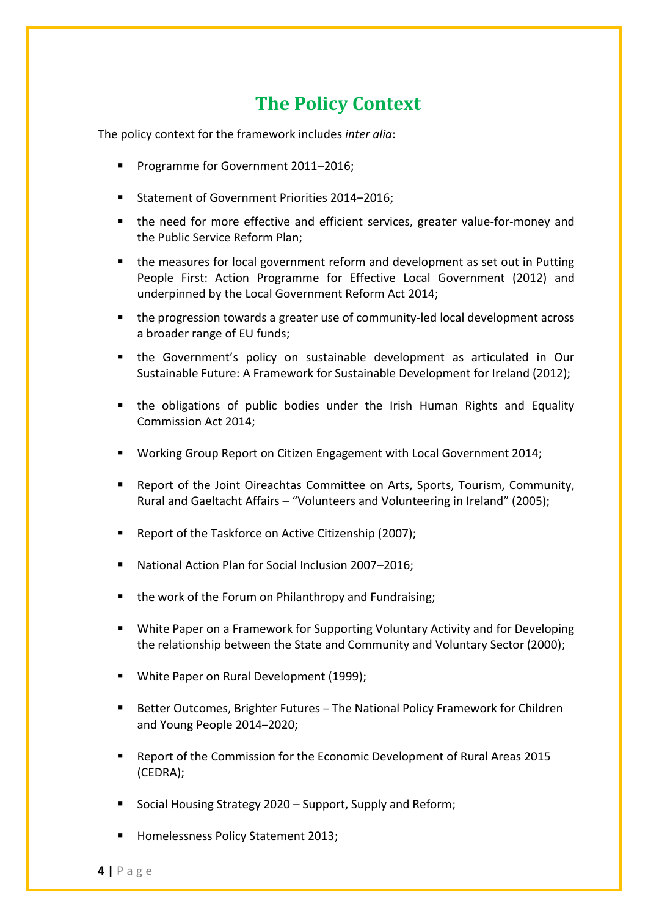# The Policy Context

The policy context for the framework includes *inter alia*:

- Programme for Government 2011–2016;
- Statement of Government Priorities 2014–2016;
- the need for more effective and efficient services, greater value-for-money and the Public Service Reform Plan;
- the measures for local government reform and development as set out in Putting People First: Action Programme for Effective Local Government (2012) and underpinned by the Local Government Reform Act 2014;
- the progression towards a greater use of community-led local development across a broader range of EU funds;
- the Government's policy on sustainable development as articulated in Our Sustainable Future: A Framework for Sustainable Development for Ireland (2012);
- the obligations of public bodies under the Irish Human Rights and Equality Commission Act 2014;
- Working Group Report on Citizen Engagement with Local Government 2014;
- Report of the Joint Oireachtas Committee on Arts, Sports, Tourism, Community, Rural and Gaeltacht Affairs – "Volunteers and Volunteering in Ireland" (2005);
- Report of the Taskforce on Active Citizenship (2007);
- National Action Plan for Social Inclusion 2007–2016;
- the work of the Forum on Philanthropy and Fundraising;
- White Paper on a Framework for Supporting Voluntary Activity and for Developing the relationship between the State and Community and Voluntary Sector (2000);
- White Paper on Rural Development (1999);
- Better Outcomes, Brighter Futures – The National Policy Framework for Children and Young People 2014–2020;
- Report of the Commission for the Economic Development of Rural Areas 2015 (CEDRA);
- Social Housing Strategy 2020 – Support, Supply and Reform;
- Homelessness Policy Statement 2013;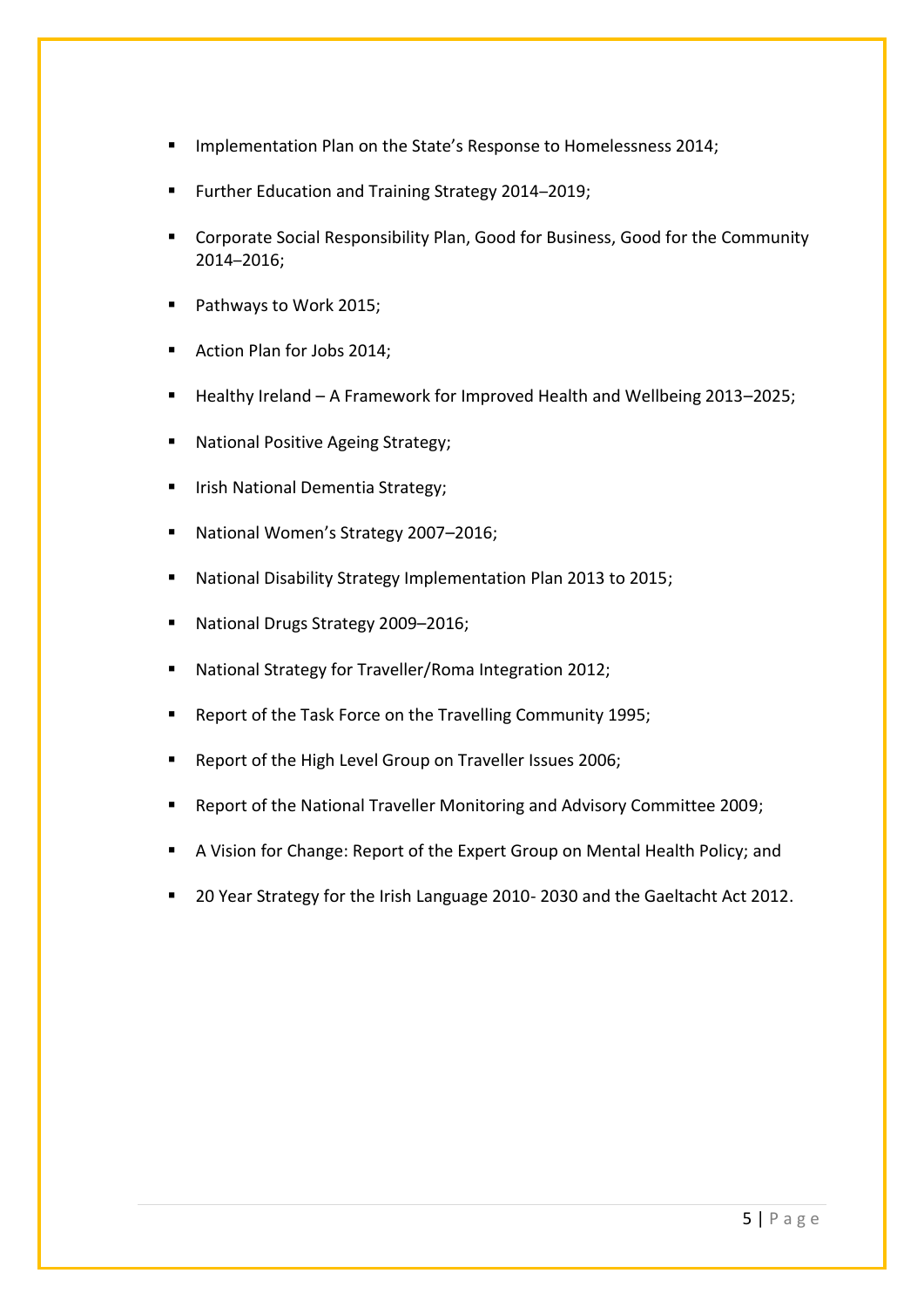- Implementation Plan on the State's Response to Homelessness 2014;
- Further Education and Training Strategy 2014–2019;
- Corporate Social Responsibility Plan, Good for Business, Good for the Community 2014–2016;
- Pathways to Work 2015;
- Action Plan for Jobs 2014;
- Healthy Ireland – A Framework for Improved Health and Wellbeing 2013–2025;
- National Positive Ageing Strategy;
- Irish National Dementia Strategy;
- National Women's Strategy 2007–2016;
- National Disability Strategy Implementation Plan 2013 to 2015;
- National Drugs Strategy 2009–2016;
- National Strategy for Traveller/Roma Integration 2012;
- Report of the Task Force on the Travelling Community 1995;
- Report of the High Level Group on Traveller Issues 2006;
- Report of the National Traveller Monitoring and Advisory Committee 2009;
- A Vision for Change: Report of the Expert Group on Mental Health Policy; and
- 20 Year Strategy for the Irish Language 2010- 2030 and the Gaeltacht Act 2012.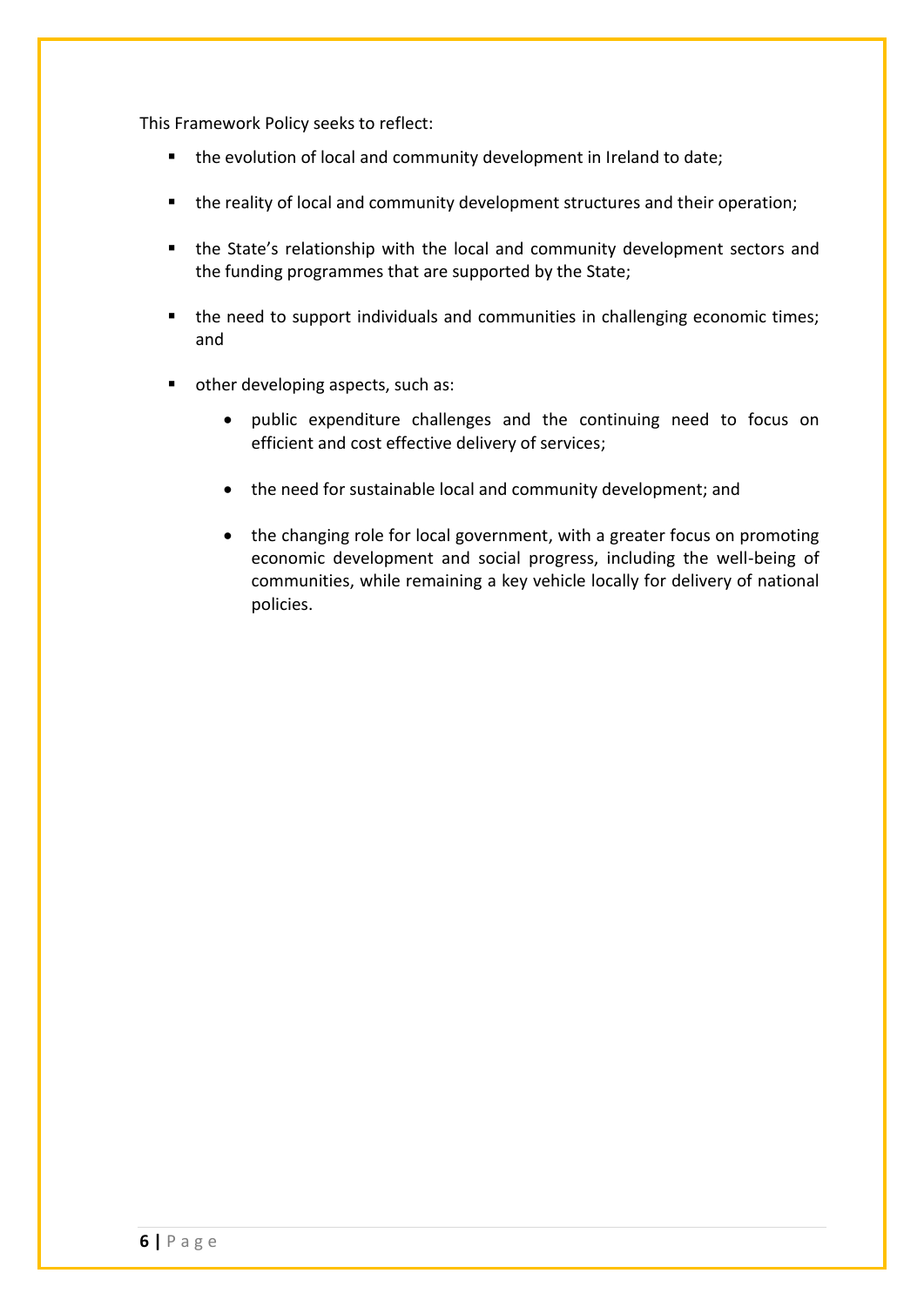This Framework Policy seeks to reflect:

- the evolution of local and community development in Ireland to date;
- the reality of local and community development structures and their operation;
- the State's relationship with the local and community development sectors and the funding programmes that are supported by the State;
- the need to support individuals and communities in challenging economic times; and
- other developing aspects, such as:
    - public expenditure challenges and the continuing need to focus on efficient and cost effective delivery of services;
    - the need for sustainable local and community development; and
    - the changing role for local government, with a greater focus on promoting economic development and social progress, including the well-being of communities, while remaining a key vehicle locally for delivery of national policies.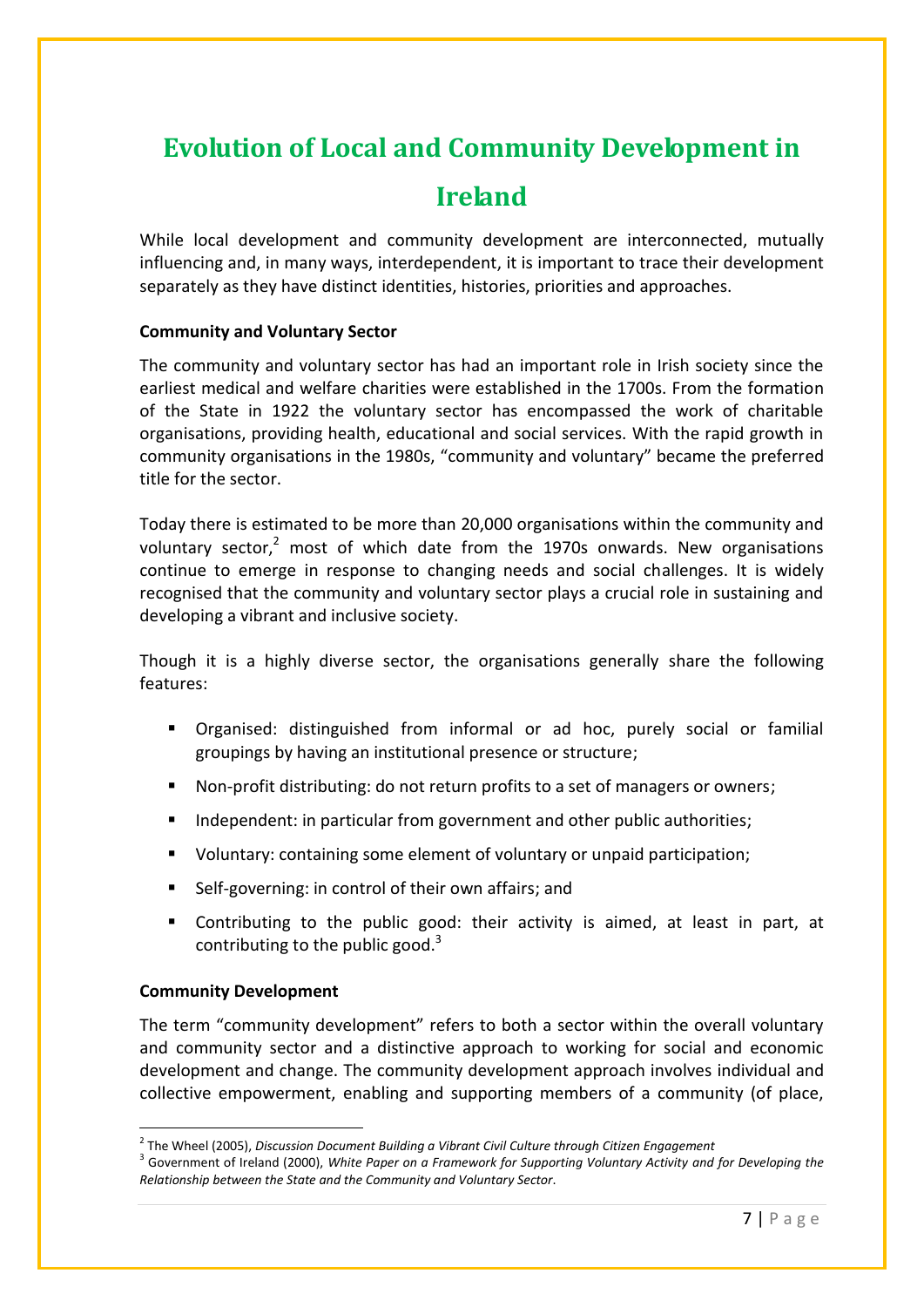# Evolution of Local and Community Development in Ireland

While local development and community development are interconnected, mutually influencing and, in many ways, interdependent, it is important to trace their development separately as they have distinct identities, histories, priorities and approaches.

**Community and Voluntary Sector**

The community and voluntary sector has had an important role in Irish society since the earliest medical and welfare charities were established in the 1700s. From the formation of the State in 1922 the voluntary sector has encompassed the work of charitable organisations, providing health, educational and social services. With the rapid growth in community organisations in the 1980s, "community and voluntary" became the preferred title for the sector.

Today there is estimated to be more than 20,000 organisations within the community and voluntary sector,[2] most of which date from the 1970s onwards. New organisations continue to emerge in response to changing needs and social challenges. It is widely recognised that the community and voluntary sector plays a crucial role in sustaining and developing a vibrant and inclusive society.

Though it is a highly diverse sector, the organisations generally share the following features:

- Organised: distinguished from informal or ad hoc, purely social or familial groupings by having an institutional presence or structure;
- Non-profit distributing: do not return profits to a set of managers or owners;
- Independent: in particular from government and other public authorities;
- Voluntary: containing some element of voluntary or unpaid participation;
- Self-governing: in control of their own affairs; and
- Contributing to the public good: their activity is aimed, at least in part, at contributing to the public good.[3]

**Community Development**

The term "community development" refers to both a sector within the overall voluntary and community sector and a distinctive approach to working for social and economic development and change. The community development approach involves individual and collective empowerment, enabling and supporting members of a community (of place,

---

[2] The Wheel (2005), *Discussion Document Building a Vibrant Civil Culture through Citizen Engagement*

[3] Government of Ireland (2000), *White Paper on a Framework for Supporting Voluntary Activity and for Developing the Relationship between the State and the Community and Voluntary Sector*.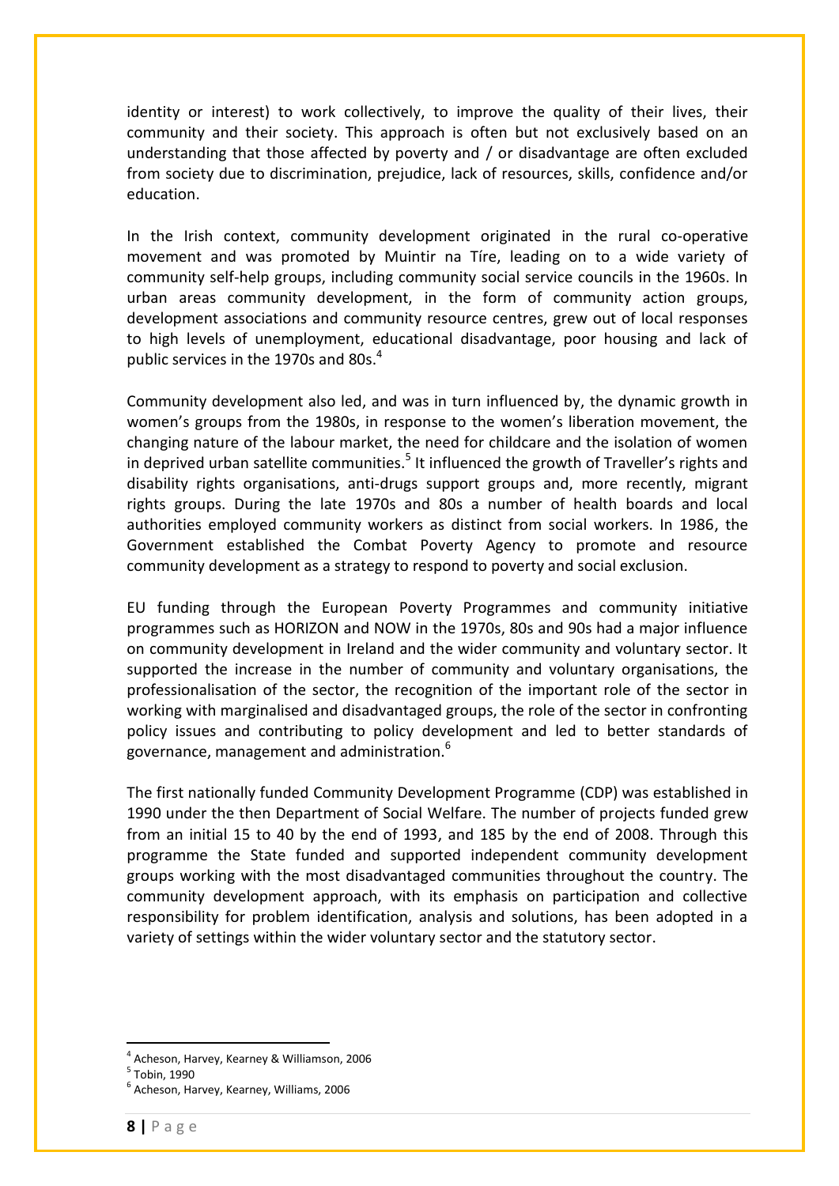identity or interest) to work collectively, to improve the quality of their lives, their community and their society. This approach is often but not exclusively based on an understanding that those affected by poverty and / or disadvantage are often excluded from society due to discrimination, prejudice, lack of resources, skills, confidence and/or education.

In the Irish context, community development originated in the rural co-operative movement and was promoted by Muintir na Tíre, leading on to a wide variety of community self-help groups, including community social service councils in the 1960s. In urban areas community development, in the form of community action groups, development associations and community resource centres, grew out of local responses to high levels of unemployment, educational disadvantage, poor housing and lack of public services in the 1970s and 80s.[4]

Community development also led, and was in turn influenced by, the dynamic growth in women's groups from the 1980s, in response to the women's liberation movement, the changing nature of the labour market, the need for childcare and the isolation of women in deprived urban satellite communities.[5] It influenced the growth of Traveller's rights and disability rights organisations, anti-drugs support groups and, more recently, migrant rights groups. During the late 1970s and 80s a number of health boards and local authorities employed community workers as distinct from social workers. In 1986, the Government established the Combat Poverty Agency to promote and resource community development as a strategy to respond to poverty and social exclusion.

EU funding through the European Poverty Programmes and community initiative programmes such as HORIZON and NOW in the 1970s, 80s and 90s had a major influence on community development in Ireland and the wider community and voluntary sector. It supported the increase in the number of community and voluntary organisations, the professionalisation of the sector, the recognition of the important role of the sector in working with marginalised and disadvantaged groups, the role of the sector in confronting policy issues and contributing to policy development and led to better standards of governance, management and administration.[6]

The first nationally funded Community Development Programme (CDP) was established in 1990 under the then Department of Social Welfare. The number of projects funded grew from an initial 15 to 40 by the end of 1993, and 185 by the end of 2008. Through this programme the State funded and supported independent community development groups working with the most disadvantaged communities throughout the country. The community development approach, with its emphasis on participation and collective responsibility for problem identification, analysis and solutions, has been adopted in a variety of settings within the wider voluntary sector and the statutory sector.

---

[4] Acheson, Harvey, Kearney & Williamson, 2006

[5] Tobin, 1990

[6] Acheson, Harvey, Kearney, Williams, 2006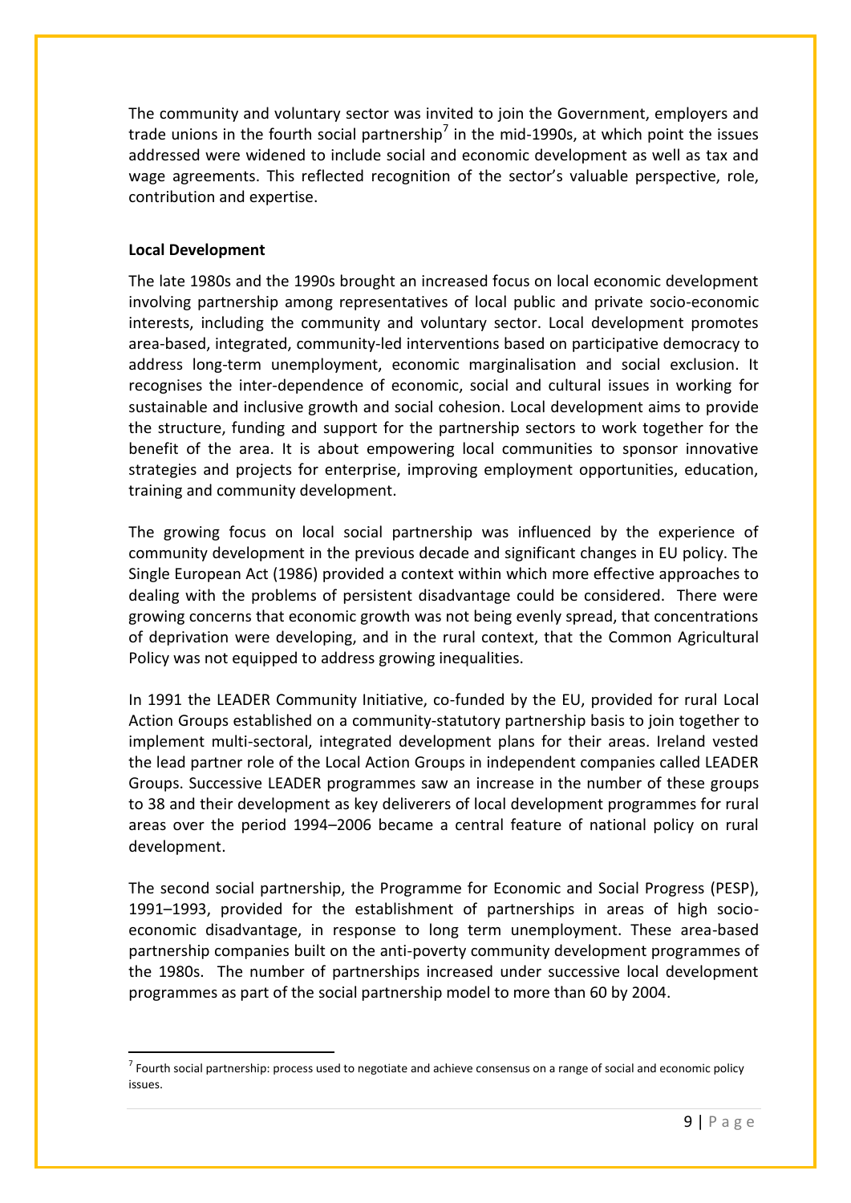The community and voluntary sector was invited to join the Government, employers and trade unions in the fourth social partnership[7] in the mid-1990s, at which point the issues addressed were widened to include social and economic development as well as tax and wage agreements. This reflected recognition of the sector's valuable perspective, role, contribution and expertise.

**Local Development**

The late 1980s and the 1990s brought an increased focus on local economic development involving partnership among representatives of local public and private socio-economic interests, including the community and voluntary sector. Local development promotes area-based, integrated, community-led interventions based on participative democracy to address long-term unemployment, economic marginalisation and social exclusion. It recognises the inter-dependence of economic, social and cultural issues in working for sustainable and inclusive growth and social cohesion. Local development aims to provide the structure, funding and support for the partnership sectors to work together for the benefit of the area. It is about empowering local communities to sponsor innovative strategies and projects for enterprise, improving employment opportunities, education, training and community development.

The growing focus on local social partnership was influenced by the experience of community development in the previous decade and significant changes in EU policy. The Single European Act (1986) provided a context within which more effective approaches to dealing with the problems of persistent disadvantage could be considered. There were growing concerns that economic growth was not being evenly spread, that concentrations of deprivation were developing, and in the rural context, that the Common Agricultural Policy was not equipped to address growing inequalities.

In 1991 the LEADER Community Initiative, co-funded by the EU, provided for rural Local Action Groups established on a community-statutory partnership basis to join together to implement multi-sectoral, integrated development plans for their areas. Ireland vested the lead partner role of the Local Action Groups in independent companies called LEADER Groups. Successive LEADER programmes saw an increase in the number of these groups to 38 and their development as key deliverers of local development programmes for rural areas over the period 1994–2006 became a central feature of national policy on rural development.

The second social partnership, the Programme for Economic and Social Progress (PESP), 1991–1993, provided for the establishment of partnerships in areas of high socio-economic disadvantage, in response to long term unemployment. These area-based partnership companies built on the anti-poverty community development programmes of the 1980s. The number of partnerships increased under successive local development programmes as part of the social partnership model to more than 60 by 2004.

[7] Fourth social partnership: process used to negotiate and achieve consensus on a range of social and economic policy issues.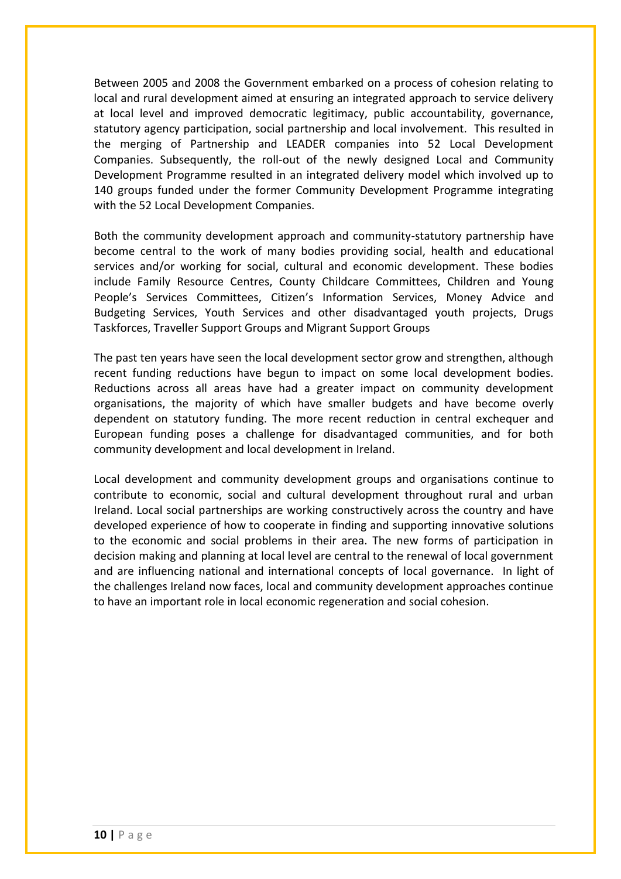Between 2005 and 2008 the Government embarked on a process of cohesion relating to local and rural development aimed at ensuring an integrated approach to service delivery at local level and improved democratic legitimacy, public accountability, governance, statutory agency participation, social partnership and local involvement. This resulted in the merging of Partnership and LEADER companies into 52 Local Development Companies. Subsequently, the roll-out of the newly designed Local and Community Development Programme resulted in an integrated delivery model which involved up to 140 groups funded under the former Community Development Programme integrating with the 52 Local Development Companies.

Both the community development approach and community-statutory partnership have become central to the work of many bodies providing social, health and educational services and/or working for social, cultural and economic development. These bodies include Family Resource Centres, County Childcare Committees, Children and Young People's Services Committees, Citizen's Information Services, Money Advice and Budgeting Services, Youth Services and other disadvantaged youth projects, Drugs Taskforces, Traveller Support Groups and Migrant Support Groups

The past ten years have seen the local development sector grow and strengthen, although recent funding reductions have begun to impact on some local development bodies. Reductions across all areas have had a greater impact on community development organisations, the majority of which have smaller budgets and have become overly dependent on statutory funding. The more recent reduction in central exchequer and European funding poses a challenge for disadvantaged communities, and for both community development and local development in Ireland.

Local development and community development groups and organisations continue to contribute to economic, social and cultural development throughout rural and urban Ireland. Local social partnerships are working constructively across the country and have developed experience of how to cooperate in finding and supporting innovative solutions to the economic and social problems in their area. The new forms of participation in decision making and planning at local level are central to the renewal of local government and are influencing national and international concepts of local governance. In light of the challenges Ireland now faces, local and community development approaches continue to have an important role in local economic regeneration and social cohesion.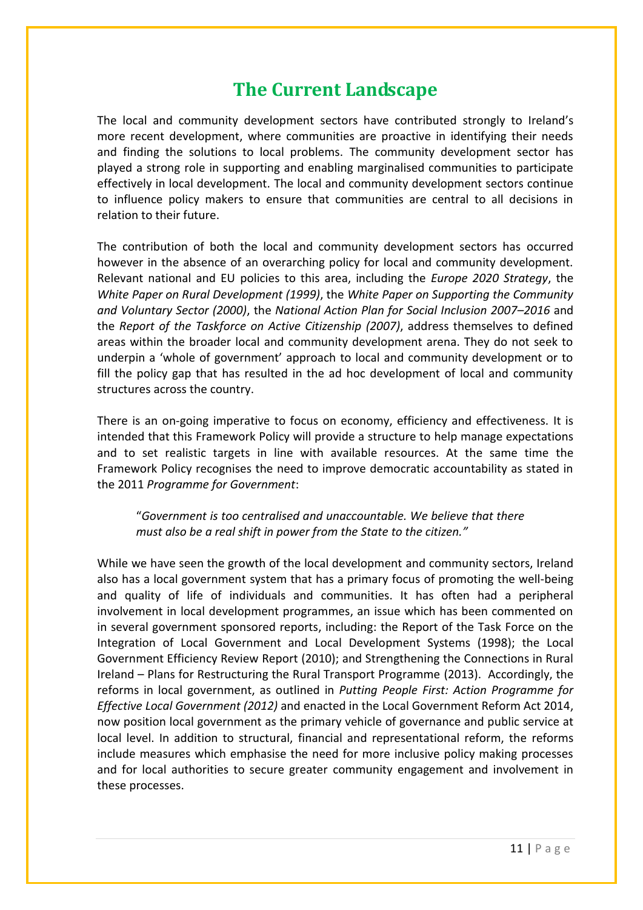# The Current Landscape

The local and community development sectors have contributed strongly to Ireland's more recent development, where communities are proactive in identifying their needs and finding the solutions to local problems. The community development sector has played a strong role in supporting and enabling marginalised communities to participate effectively in local development. The local and community development sectors continue to influence policy makers to ensure that communities are central to all decisions in relation to their future.

The contribution of both the local and community development sectors has occurred however in the absence of an overarching policy for local and community development. Relevant national and EU policies to this area, including the *Europe 2020 Strategy*, the *White Paper on Rural Development (1999)*, the *White Paper on Supporting the Community and Voluntary Sector (2000)*, the *National Action Plan for Social Inclusion 2007–2016* and the *Report of the Taskforce on Active Citizenship (2007)*, address themselves to defined areas within the broader local and community development arena. They do not seek to underpin a 'whole of government' approach to local and community development or to fill the policy gap that has resulted in the ad hoc development of local and community structures across the country.

There is an on-going imperative to focus on economy, efficiency and effectiveness. It is intended that this Framework Policy will provide a structure to help manage expectations and to set realistic targets in line with available resources. At the same time the Framework Policy recognises the need to improve democratic accountability as stated in the 2011 *Programme for Government*:

> "*Government is too centralised and unaccountable. We believe that there must also be a real shift in power from the State to the citizen."*

While we have seen the growth of the local development and community sectors, Ireland also has a local government system that has a primary focus of promoting the well-being and quality of life of individuals and communities. It has often had a peripheral involvement in local development programmes, an issue which has been commented on in several government sponsored reports, including: the Report of the Task Force on the Integration of Local Government and Local Development Systems (1998); the Local Government Efficiency Review Report (2010); and Strengthening the Connections in Rural Ireland – Plans for Restructuring the Rural Transport Programme (2013). Accordingly, the reforms in local government, as outlined in *Putting People First: Action Programme for Effective Local Government (2012)* and enacted in the Local Government Reform Act 2014, now position local government as the primary vehicle of governance and public service at local level. In addition to structural, financial and representational reform, the reforms include measures which emphasise the need for more inclusive policy making processes and for local authorities to secure greater community engagement and involvement in these processes.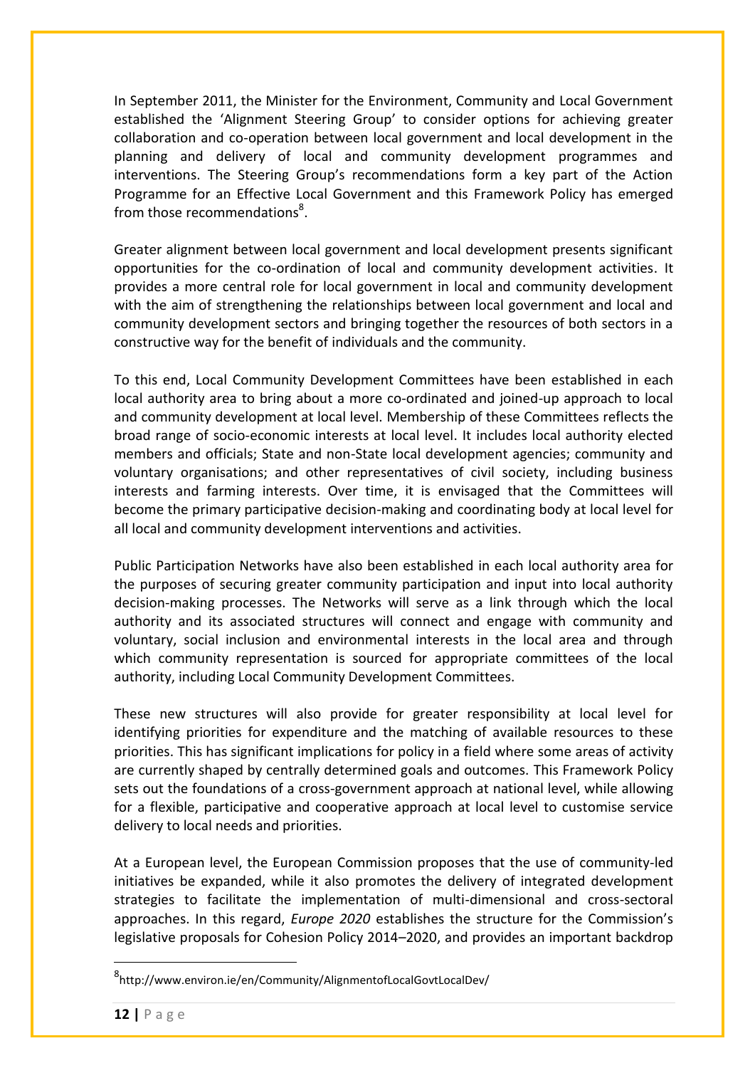In September 2011, the Minister for the Environment, Community and Local Government established the 'Alignment Steering Group' to consider options for achieving greater collaboration and co-operation between local government and local development in the planning and delivery of local and community development programmes and interventions. The Steering Group's recommendations form a key part of the Action Programme for an Effective Local Government and this Framework Policy has emerged from those recommendations[8].

Greater alignment between local government and local development presents significant opportunities for the co-ordination of local and community development activities. It provides a more central role for local government in local and community development with the aim of strengthening the relationships between local government and local and community development sectors and bringing together the resources of both sectors in a constructive way for the benefit of individuals and the community.

To this end, Local Community Development Committees have been established in each local authority area to bring about a more co-ordinated and joined-up approach to local and community development at local level. Membership of these Committees reflects the broad range of socio-economic interests at local level. It includes local authority elected members and officials; State and non-State local development agencies; community and voluntary organisations; and other representatives of civil society, including business interests and farming interests. Over time, it is envisaged that the Committees will become the primary participative decision-making and coordinating body at local level for all local and community development interventions and activities.

Public Participation Networks have also been established in each local authority area for the purposes of securing greater community participation and input into local authority decision-making processes. The Networks will serve as a link through which the local authority and its associated structures will connect and engage with community and voluntary, social inclusion and environmental interests in the local area and through which community representation is sourced for appropriate committees of the local authority, including Local Community Development Committees.

These new structures will also provide for greater responsibility at local level for identifying priorities for expenditure and the matching of available resources to these priorities. This has significant implications for policy in a field where some areas of activity are currently shaped by centrally determined goals and outcomes. This Framework Policy sets out the foundations of a cross-government approach at national level, while allowing for a flexible, participative and cooperative approach at local level to customise service delivery to local needs and priorities.

At a European level, the European Commission proposes that the use of community-led initiatives be expanded, while it also promotes the delivery of integrated development strategies to facilitate the implementation of multi-dimensional and cross-sectoral approaches. In this regard, *Europe 2020* establishes the structure for the Commission's legislative proposals for Cohesion Policy 2014–2020, and provides an important backdrop

---

[8] http://www.environ.ie/en/Community/AlignmentofLocalGovtLocalDev/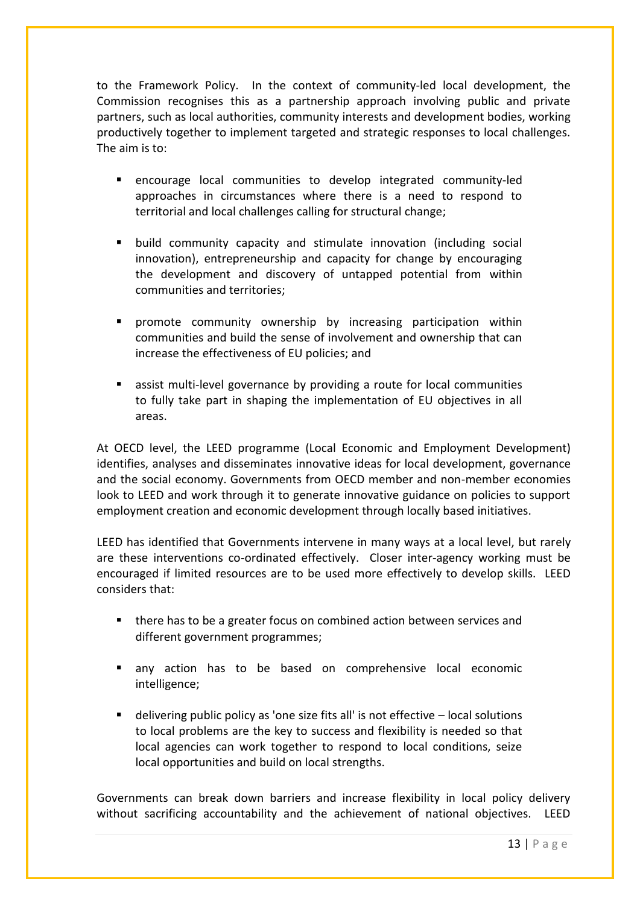to the Framework Policy. In the context of community-led local development, the Commission recognises this as a partnership approach involving public and private partners, such as local authorities, community interests and development bodies, working productively together to implement targeted and strategic responses to local challenges. The aim is to:

- encourage local communities to develop integrated community-led approaches in circumstances where there is a need to respond to territorial and local challenges calling for structural change;

- build community capacity and stimulate innovation (including social innovation), entrepreneurship and capacity for change by encouraging the development and discovery of untapped potential from within communities and territories;

- promote community ownership by increasing participation within communities and build the sense of involvement and ownership that can increase the effectiveness of EU policies; and

- assist multi-level governance by providing a route for local communities to fully take part in shaping the implementation of EU objectives in all areas.

At OECD level, the LEED programme (Local Economic and Employment Development) identifies, analyses and disseminates innovative ideas for local development, governance and the social economy. Governments from OECD member and non-member economies look to LEED and work through it to generate innovative guidance on policies to support employment creation and economic development through locally based initiatives.

LEED has identified that Governments intervene in many ways at a local level, but rarely are these interventions co-ordinated effectively. Closer inter-agency working must be encouraged if limited resources are to be used more effectively to develop skills. LEED considers that:

- there has to be a greater focus on combined action between services and different government programmes;

- any action has to be based on comprehensive local economic intelligence;

- delivering public policy as 'one size fits all' is not effective – local solutions to local problems are the key to success and flexibility is needed so that local agencies can work together to respond to local conditions, seize local opportunities and build on local strengths.

Governments can break down barriers and increase flexibility in local policy delivery without sacrificing accountability and the achievement of national objectives. LEED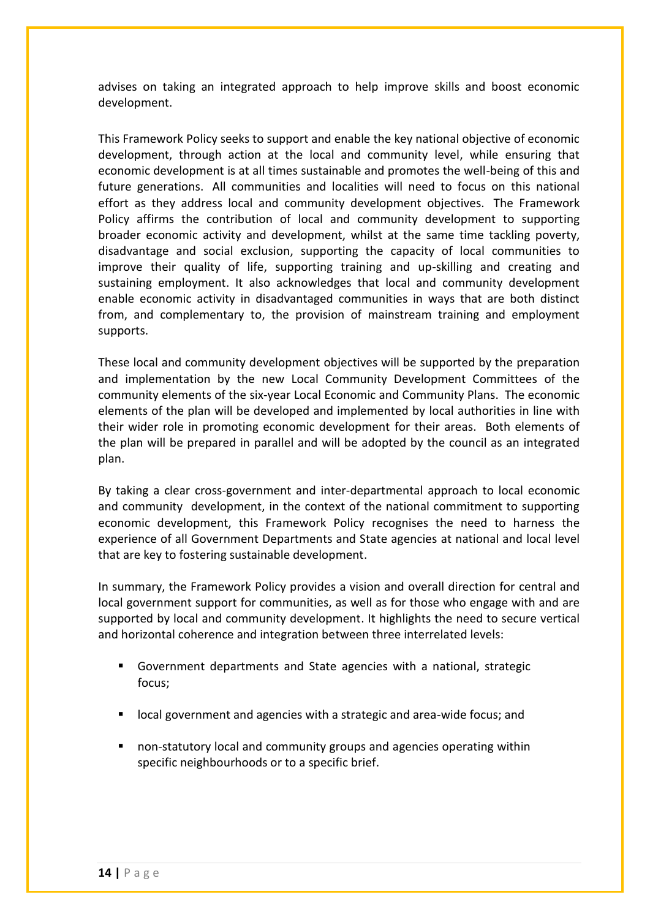advises on taking an integrated approach to help improve skills and boost economic development.

This Framework Policy seeks to support and enable the key national objective of economic development, through action at the local and community level, while ensuring that economic development is at all times sustainable and promotes the well-being of this and future generations. All communities and localities will need to focus on this national effort as they address local and community development objectives. The Framework Policy affirms the contribution of local and community development to supporting broader economic activity and development, whilst at the same time tackling poverty, disadvantage and social exclusion, supporting the capacity of local communities to improve their quality of life, supporting training and up-skilling and creating and sustaining employment. It also acknowledges that local and community development enable economic activity in disadvantaged communities in ways that are both distinct from, and complementary to, the provision of mainstream training and employment supports.

These local and community development objectives will be supported by the preparation and implementation by the new Local Community Development Committees of the community elements of the six-year Local Economic and Community Plans. The economic elements of the plan will be developed and implemented by local authorities in line with their wider role in promoting economic development for their areas. Both elements of the plan will be prepared in parallel and will be adopted by the council as an integrated plan.

By taking a clear cross-government and inter-departmental approach to local economic and community development, in the context of the national commitment to supporting economic development, this Framework Policy recognises the need to harness the experience of all Government Departments and State agencies at national and local level that are key to fostering sustainable development.

In summary, the Framework Policy provides a vision and overall direction for central and local government support for communities, as well as for those who engage with and are supported by local and community development. It highlights the need to secure vertical and horizontal coherence and integration between three interrelated levels:

- Government departments and State agencies with a national, strategic focus;
- local government and agencies with a strategic and area-wide focus; and
- non-statutory local and community groups and agencies operating within specific neighbourhoods or to a specific brief.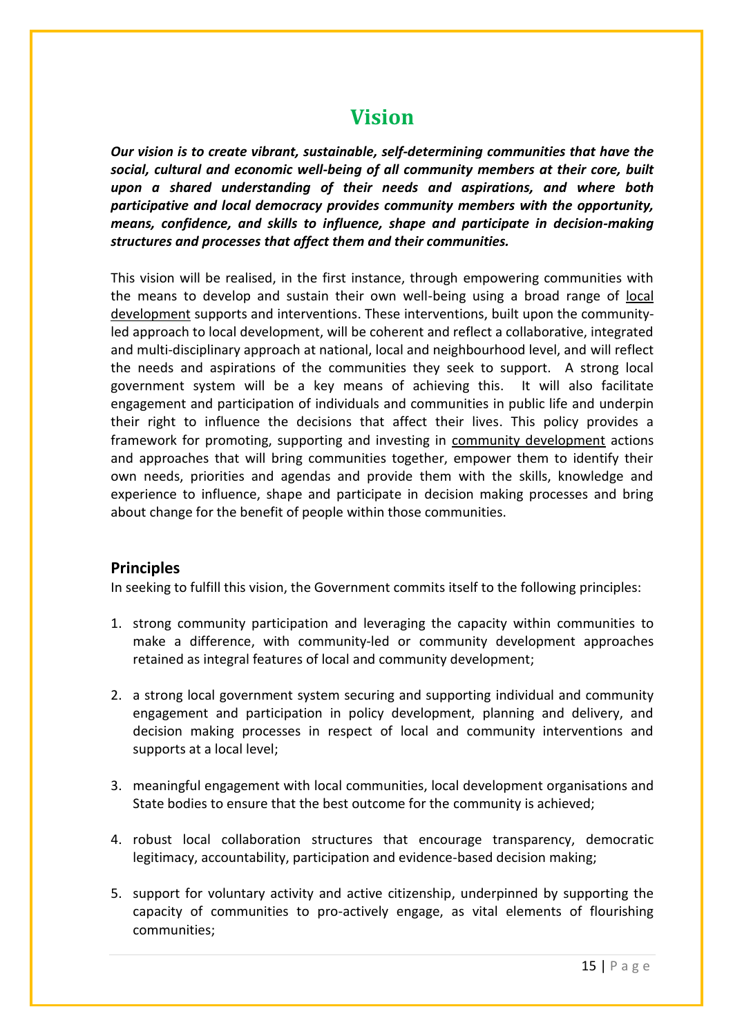# Vision

***Our vision is to create vibrant, sustainable, self-determining communities that have the social, cultural and economic well-being of all community members at their core, built upon a shared understanding of their needs and aspirations, and where both participative and local democracy provides community members with the opportunity, means, confidence, and skills to influence, shape and participate in decision-making structures and processes that affect them and their communities.***

This vision will be realised, in the first instance, through empowering communities with the means to develop and sustain their own well-being using a broad range of <u>local development</u> supports and interventions. These interventions, built upon the community-led approach to local development, will be coherent and reflect a collaborative, integrated and multi-disciplinary approach at national, local and neighbourhood level, and will reflect the needs and aspirations of the communities they seek to support. A strong local government system will be a key means of achieving this. It will also facilitate engagement and participation of individuals and communities in public life and underpin their right to influence the decisions that affect their lives. This policy provides a framework for promoting, supporting and investing in <u>community development</u> actions and approaches that will bring communities together, empower them to identify their own needs, priorities and agendas and provide them with the skills, knowledge and experience to influence, shape and participate in decision making processes and bring about change for the benefit of people within those communities.

## Principles

In seeking to fulfill this vision, the Government commits itself to the following principles:

1. strong community participation and leveraging the capacity within communities to make a difference, with community-led or community development approaches retained as integral features of local and community development;

2. a strong local government system securing and supporting individual and community engagement and participation in policy development, planning and delivery, and decision making processes in respect of local and community interventions and supports at a local level;

3. meaningful engagement with local communities, local development organisations and State bodies to ensure that the best outcome for the community is achieved;

4. robust local collaboration structures that encourage transparency, democratic legitimacy, accountability, participation and evidence-based decision making;

5. support for voluntary activity and active citizenship, underpinned by supporting the capacity of communities to pro-actively engage, as vital elements of flourishing communities;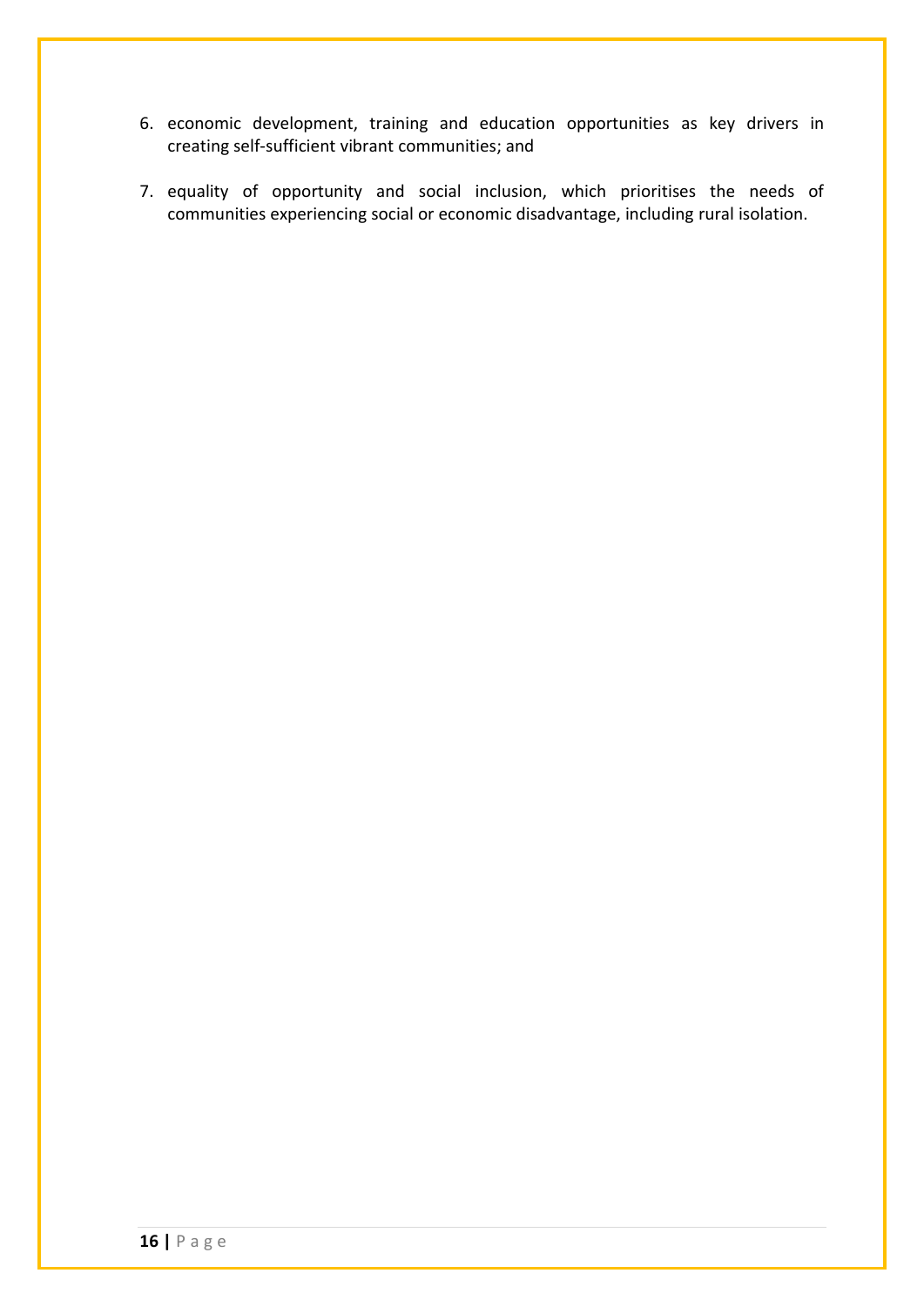6. economic development, training and education opportunities as key drivers in creating self-sufficient vibrant communities; and

7. equality of opportunity and social inclusion, which prioritises the needs of communities experiencing social or economic disadvantage, including rural isolation.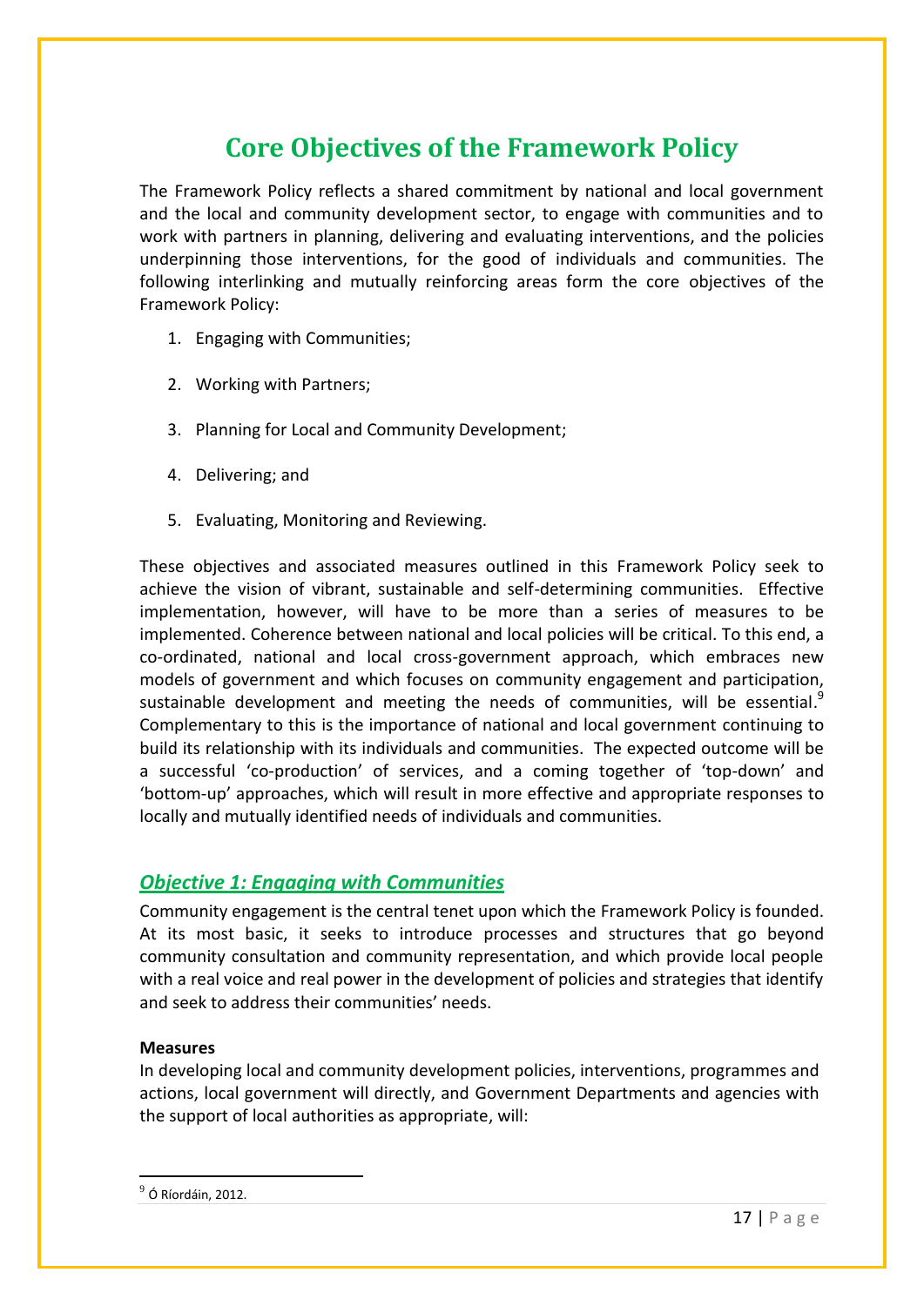# Core Objectives of the Framework Policy

The Framework Policy reflects a shared commitment by national and local government and the local and community development sector, to engage with communities and to work with partners in planning, delivering and evaluating interventions, and the policies underpinning those interventions, for the good of individuals and communities. The following interlinking and mutually reinforcing areas form the core objectives of the Framework Policy:

1. Engaging with Communities;
2. Working with Partners;
3. Planning for Local and Community Development;
4. Delivering; and
5. Evaluating, Monitoring and Reviewing.

These objectives and associated measures outlined in this Framework Policy seek to achieve the vision of vibrant, sustainable and self-determining communities. Effective implementation, however, will have to be more than a series of measures to be implemented. Coherence between national and local policies will be critical. To this end, a co-ordinated, national and local cross-government approach, which embraces new models of government and which focuses on community engagement and participation, sustainable development and meeting the needs of communities, will be essential.[9] Complementary to this is the importance of national and local government continuing to build its relationship with its individuals and communities. The expected outcome will be a successful 'co-production' of services, and a coming together of 'top-down' and 'bottom-up' approaches, which will result in more effective and appropriate responses to locally and mutually identified needs of individuals and communities.

## *Objective 1: Engaging with Communities*

Community engagement is the central tenet upon which the Framework Policy is founded. At its most basic, it seeks to introduce processes and structures that go beyond community consultation and community representation, and which provide local people with a real voice and real power in the development of policies and strategies that identify and seek to address their communities' needs.

**Measures**

In developing local and community development policies, interventions, programmes and actions, local government will directly, and Government Departments and agencies with the support of local authorities as appropriate, will:

---

[9] Ó Ríordáin, 2012.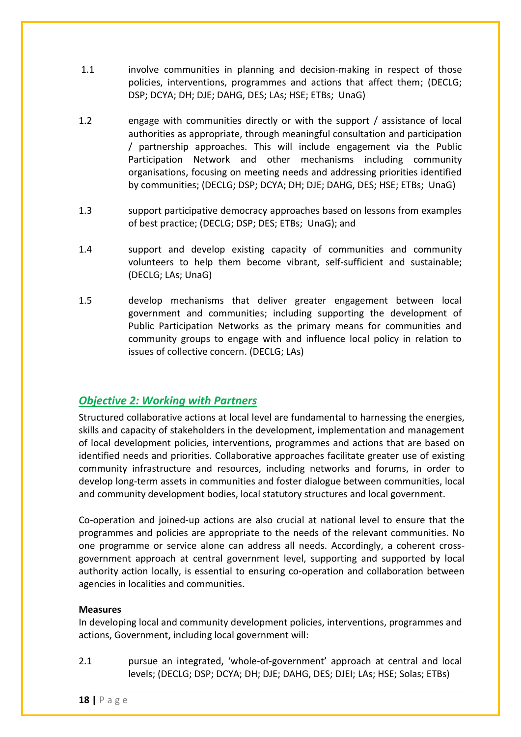1.1 involve communities in planning and decision-making in respect of those policies, interventions, programmes and actions that affect them; (DECLG; DSP; DCYA; DH; DJE; DAHG, DES; LAs; HSE; ETBs; UnaG)

1.2 engage with communities directly or with the support / assistance of local authorities as appropriate, through meaningful consultation and participation / partnership approaches. This will include engagement via the Public Participation Network and other mechanisms including community organisations, focusing on meeting needs and addressing priorities identified by communities; (DECLG; DSP; DCYA; DH; DJE; DAHG, DES; HSE; ETBs; UnaG)

1.3 support participative democracy approaches based on lessons from examples of best practice; (DECLG; DSP; DES; ETBs; UnaG); and

1.4 support and develop existing capacity of communities and community volunteers to help them become vibrant, self-sufficient and sustainable; (DECLG; LAs; UnaG)

1.5 develop mechanisms that deliver greater engagement between local government and communities; including supporting the development of Public Participation Networks as the primary means for communities and community groups to engage with and influence local policy in relation to issues of collective concern. (DECLG; LAs)

## *Objective 2: Working with Partners*

Structured collaborative actions at local level are fundamental to harnessing the energies, skills and capacity of stakeholders in the development, implementation and management of local development policies, interventions, programmes and actions that are based on identified needs and priorities. Collaborative approaches facilitate greater use of existing community infrastructure and resources, including networks and forums, in order to develop long-term assets in communities and foster dialogue between communities, local and community development bodies, local statutory structures and local government.

Co-operation and joined-up actions are also crucial at national level to ensure that the programmes and policies are appropriate to the needs of the relevant communities. No one programme or service alone can address all needs. Accordingly, a coherent cross-government approach at central government level, supporting and supported by local authority action locally, is essential to ensuring co-operation and collaboration between agencies in localities and communities.

**Measures**

In developing local and community development policies, interventions, programmes and actions, Government, including local government will:

2.1 pursue an integrated, 'whole-of-government' approach at central and local levels; (DECLG; DSP; DCYA; DH; DJE; DAHG, DES; DJEI; LAs; HSE; Solas; ETBs)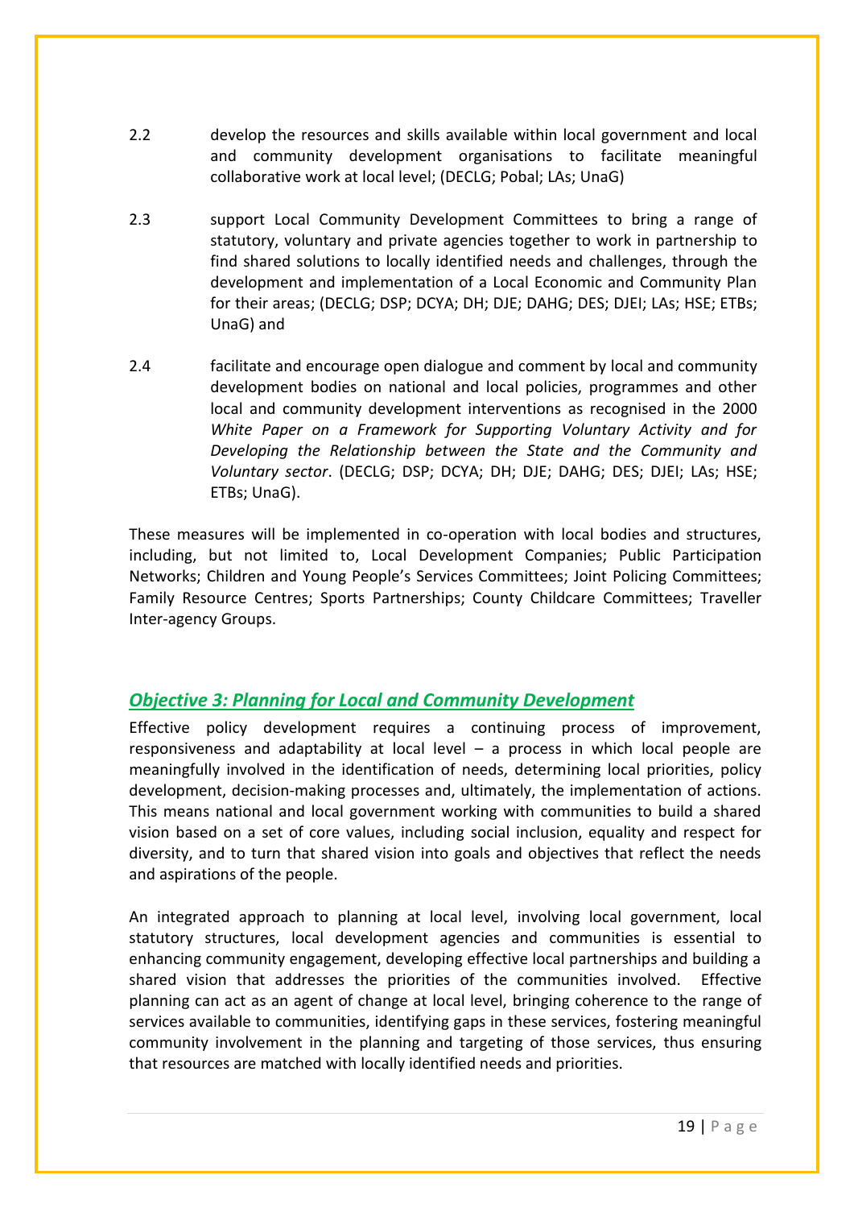2.2 develop the resources and skills available within local government and local and community development organisations to facilitate meaningful collaborative work at local level; (DECLG; Pobal; LAs; UnaG)

2.3 support Local Community Development Committees to bring a range of statutory, voluntary and private agencies together to work in partnership to find shared solutions to locally identified needs and challenges, through the development and implementation of a Local Economic and Community Plan for their areas; (DECLG; DSP; DCYA; DH; DJE; DAHG; DES; DJEI; LAs; HSE; ETBs; UnaG) and

2.4 facilitate and encourage open dialogue and comment by local and community development bodies on national and local policies, programmes and other local and community development interventions as recognised in the 2000 *White Paper on a Framework for Supporting Voluntary Activity and for Developing the Relationship between the State and the Community and Voluntary sector*. (DECLG; DSP; DCYA; DH; DJE; DAHG; DES; DJEI; LAs; HSE; ETBs; UnaG).

These measures will be implemented in co-operation with local bodies and structures, including, but not limited to, Local Development Companies; Public Participation Networks; Children and Young People's Services Committees; Joint Policing Committees; Family Resource Centres; Sports Partnerships; County Childcare Committees; Traveller Inter-agency Groups.

### ***Objective 3: Planning for Local and Community Development***

Effective policy development requires a continuing process of improvement, responsiveness and adaptability at local level – a process in which local people are meaningfully involved in the identification of needs, determining local priorities, policy development, decision-making processes and, ultimately, the implementation of actions. This means national and local government working with communities to build a shared vision based on a set of core values, including social inclusion, equality and respect for diversity, and to turn that shared vision into goals and objectives that reflect the needs and aspirations of the people.

An integrated approach to planning at local level, involving local government, local statutory structures, local development agencies and communities is essential to enhancing community engagement, developing effective local partnerships and building a shared vision that addresses the priorities of the communities involved. Effective planning can act as an agent of change at local level, bringing coherence to the range of services available to communities, identifying gaps in these services, fostering meaningful community involvement in the planning and targeting of those services, thus ensuring that resources are matched with locally identified needs and priorities.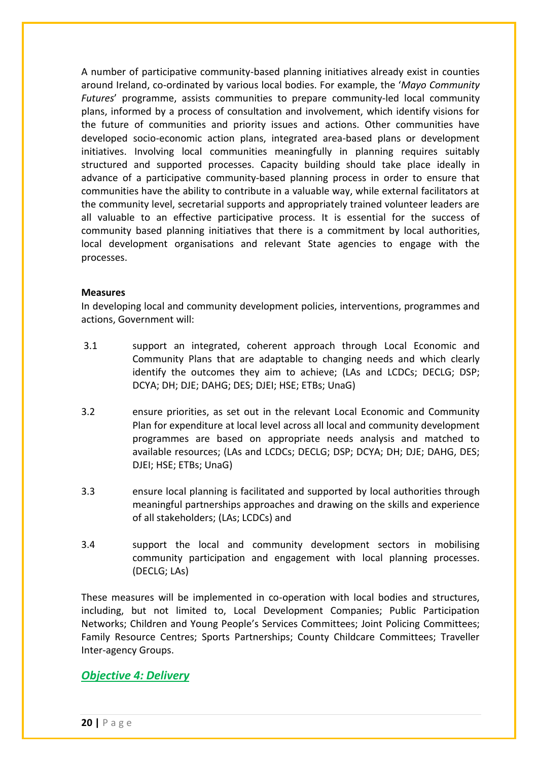A number of participative community-based planning initiatives already exist in counties around Ireland, co-ordinated by various local bodies. For example, the '*Mayo Community Futures*' programme, assists communities to prepare community-led local community plans, informed by a process of consultation and involvement, which identify visions for the future of communities and priority issues and actions. Other communities have developed socio-economic action plans, integrated area-based plans or development initiatives. Involving local communities meaningfully in planning requires suitably structured and supported processes. Capacity building should take place ideally in advance of a participative community-based planning process in order to ensure that communities have the ability to contribute in a valuable way, while external facilitators at the community level, secretarial supports and appropriately trained volunteer leaders are all valuable to an effective participative process. It is essential for the success of community based planning initiatives that there is a commitment by local authorities, local development organisations and relevant State agencies to engage with the processes.

**Measures**

In developing local and community development policies, interventions, programmes and actions, Government will:

3.1 support an integrated, coherent approach through Local Economic and Community Plans that are adaptable to changing needs and which clearly identify the outcomes they aim to achieve; (LAs and LCDCs; DECLG; DSP; DCYA; DH; DJE; DAHG; DES; DJEI; HSE; ETBs; UnaG)

3.2 ensure priorities, as set out in the relevant Local Economic and Community Plan for expenditure at local level across all local and community development programmes are based on appropriate needs analysis and matched to available resources; (LAs and LCDCs; DECLG; DSP; DCYA; DH; DJE; DAHG, DES; DJEI; HSE; ETBs; UnaG)

3.3 ensure local planning is facilitated and supported by local authorities through meaningful partnerships approaches and drawing on the skills and experience of all stakeholders; (LAs; LCDCs) and

3.4 support the local and community development sectors in mobilising community participation and engagement with local planning processes. (DECLG; LAs)

These measures will be implemented in co-operation with local bodies and structures, including, but not limited to, Local Development Companies; Public Participation Networks; Children and Young People's Services Committees; Joint Policing Committees; Family Resource Centres; Sports Partnerships; County Childcare Committees; Traveller Inter-agency Groups.

## *Objective 4: Delivery*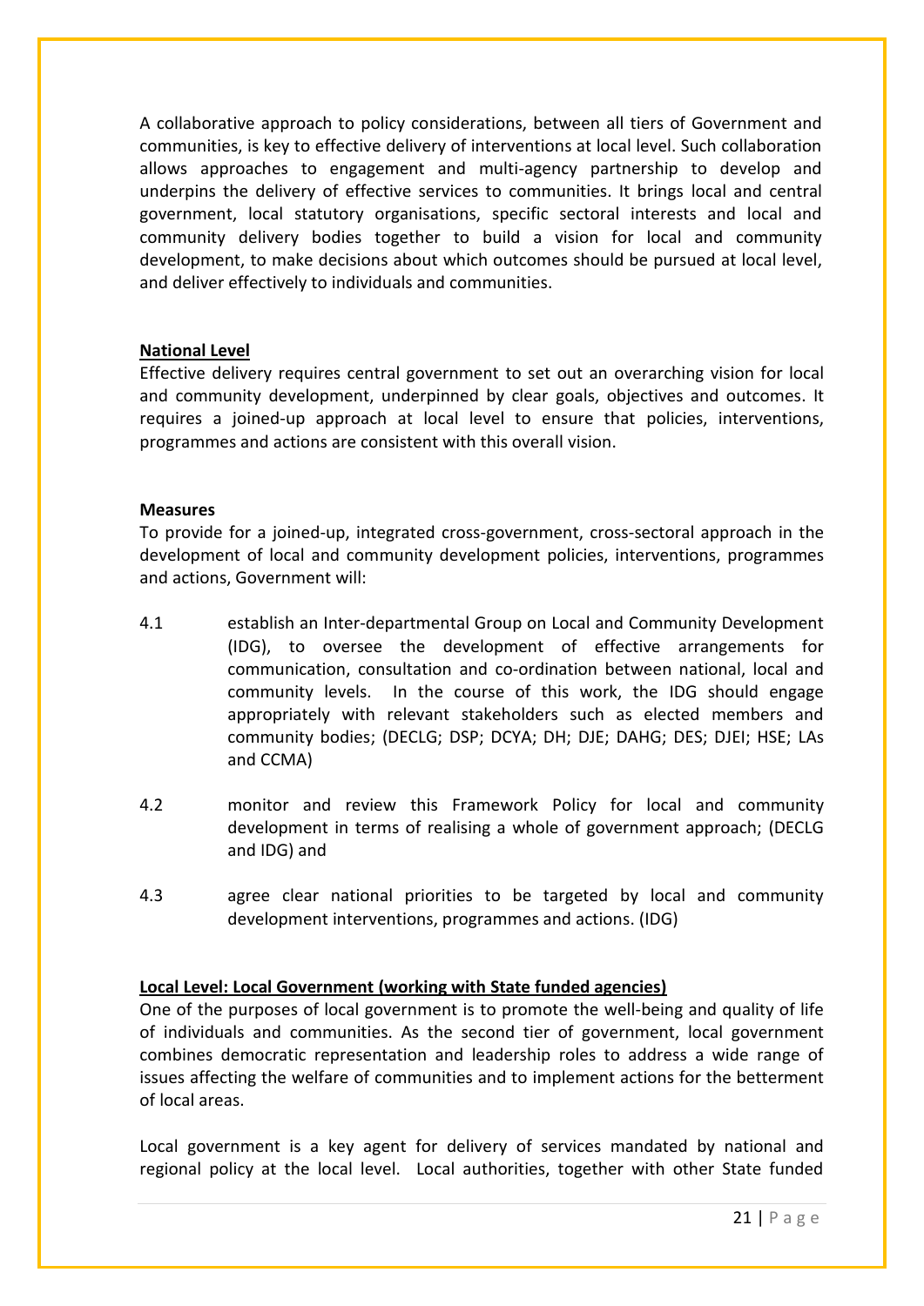A collaborative approach to policy considerations, between all tiers of Government and communities, is key to effective delivery of interventions at local level. Such collaboration allows approaches to engagement and multi-agency partnership to develop and underpins the delivery of effective services to communities. It brings local and central government, local statutory organisations, specific sectoral interests and local and community delivery bodies together to build a vision for local and community development, to make decisions about which outcomes should be pursued at local level, and deliver effectively to individuals and communities.

**National Level**

Effective delivery requires central government to set out an overarching vision for local and community development, underpinned by clear goals, objectives and outcomes. It requires a joined-up approach at local level to ensure that policies, interventions, programmes and actions are consistent with this overall vision.

**Measures**

To provide for a joined-up, integrated cross-government, cross-sectoral approach in the development of local and community development policies, interventions, programmes and actions, Government will:

4.1 establish an Inter-departmental Group on Local and Community Development (IDG), to oversee the development of effective arrangements for communication, consultation and co-ordination between national, local and community levels. In the course of this work, the IDG should engage appropriately with relevant stakeholders such as elected members and community bodies; (DECLG; DSP; DCYA; DH; DJE; DAHG; DES; DJEI; HSE; LAs and CCMA)

4.2 monitor and review this Framework Policy for local and community development in terms of realising a whole of government approach; (DECLG and IDG) and

4.3 agree clear national priorities to be targeted by local and community development interventions, programmes and actions. (IDG)

**Local Level: Local Government (working with State funded agencies)**

One of the purposes of local government is to promote the well-being and quality of life of individuals and communities. As the second tier of government, local government combines democratic representation and leadership roles to address a wide range of issues affecting the welfare of communities and to implement actions for the betterment of local areas.

Local government is a key agent for delivery of services mandated by national and regional policy at the local level. Local authorities, together with other State funded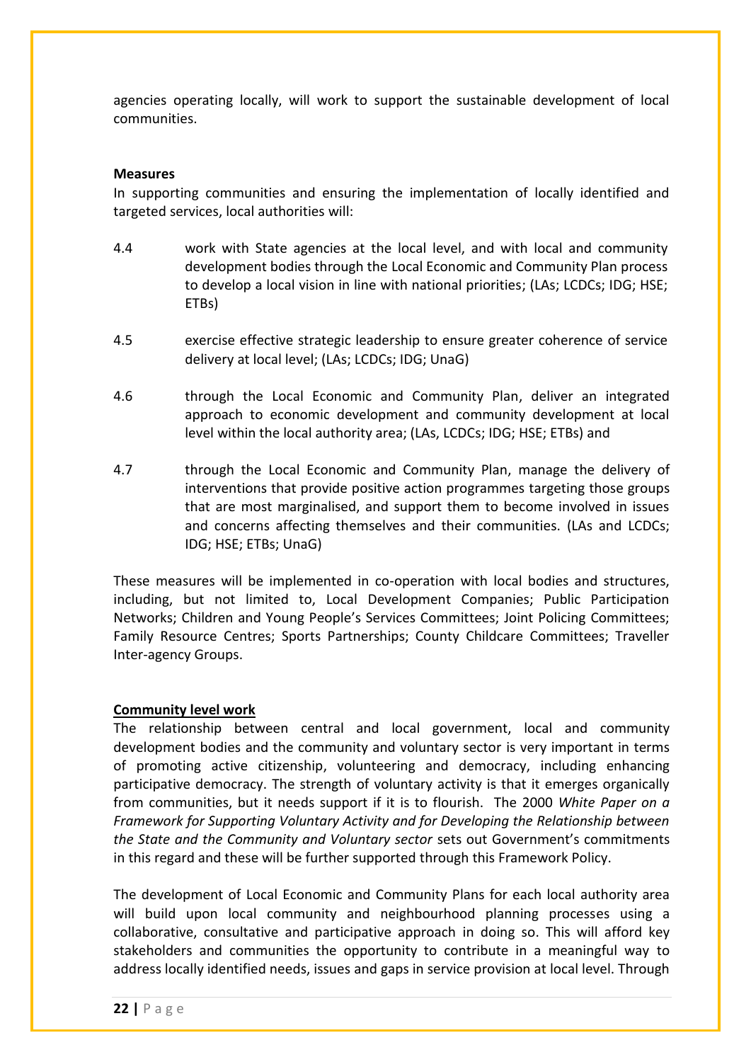agencies operating locally, will work to support the sustainable development of local communities.

**Measures**

In supporting communities and ensuring the implementation of locally identified and targeted services, local authorities will:

4.4 work with State agencies at the local level, and with local and community development bodies through the Local Economic and Community Plan process to develop a local vision in line with national priorities; (LAs; LCDCs; IDG; HSE; ETBs)

4.5 exercise effective strategic leadership to ensure greater coherence of service delivery at local level; (LAs; LCDCs; IDG; UnaG)

4.6 through the Local Economic and Community Plan, deliver an integrated approach to economic development and community development at local level within the local authority area; (LAs, LCDCs; IDG; HSE; ETBs) and

4.7 through the Local Economic and Community Plan, manage the delivery of interventions that provide positive action programmes targeting those groups that are most marginalised, and support them to become involved in issues and concerns affecting themselves and their communities. (LAs and LCDCs; IDG; HSE; ETBs; UnaG)

These measures will be implemented in co-operation with local bodies and structures, including, but not limited to, Local Development Companies; Public Participation Networks; Children and Young People's Services Committees; Joint Policing Committees; Family Resource Centres; Sports Partnerships; County Childcare Committees; Traveller Inter-agency Groups.

**Community level work**

The relationship between central and local government, local and community development bodies and the community and voluntary sector is very important in terms of promoting active citizenship, volunteering and democracy, including enhancing participative democracy. The strength of voluntary activity is that it emerges organically from communities, but it needs support if it is to flourish. The 2000 *White Paper on a Framework for Supporting Voluntary Activity and for Developing the Relationship between the State and the Community and Voluntary sector* sets out Government's commitments in this regard and these will be further supported through this Framework Policy.

The development of Local Economic and Community Plans for each local authority area will build upon local community and neighbourhood planning processes using a collaborative, consultative and participative approach in doing so. This will afford key stakeholders and communities the opportunity to contribute in a meaningful way to address locally identified needs, issues and gaps in service provision at local level. Through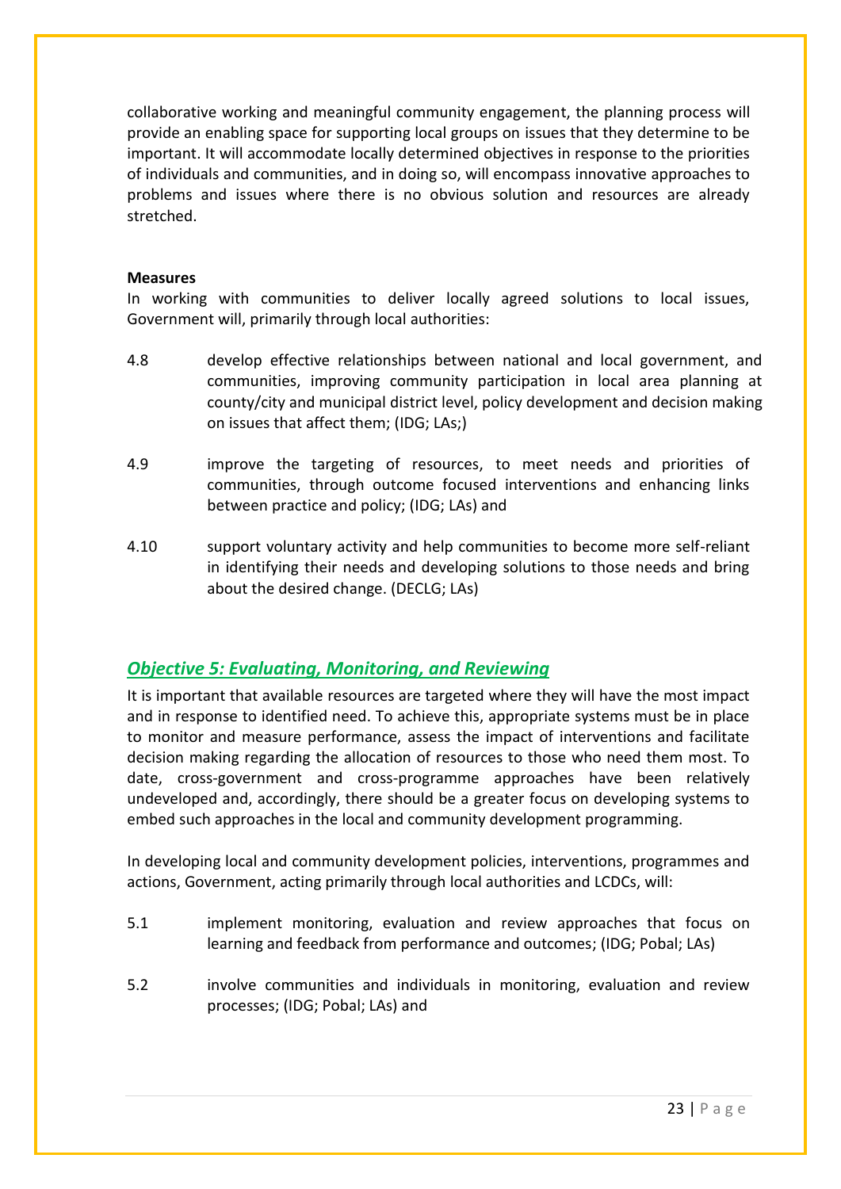collaborative working and meaningful community engagement, the planning process will provide an enabling space for supporting local groups on issues that they determine to be important. It will accommodate locally determined objectives in response to the priorities of individuals and communities, and in doing so, will encompass innovative approaches to problems and issues where there is no obvious solution and resources are already stretched.

**Measures**

In working with communities to deliver locally agreed solutions to local issues, Government will, primarily through local authorities:

4.8 develop effective relationships between national and local government, and communities, improving community participation in local area planning at county/city and municipal district level, policy development and decision making on issues that affect them; (IDG; LAs;)

4.9 improve the targeting of resources, to meet needs and priorities of communities, through outcome focused interventions and enhancing links between practice and policy; (IDG; LAs) and

4.10 support voluntary activity and help communities to become more self-reliant in identifying their needs and developing solutions to those needs and bring about the desired change. (DECLG; LAs)

## ***Objective 5: Evaluating, Monitoring, and Reviewing***

It is important that available resources are targeted where they will have the most impact and in response to identified need. To achieve this, appropriate systems must be in place to monitor and measure performance, assess the impact of interventions and facilitate decision making regarding the allocation of resources to those who need them most. To date, cross-government and cross-programme approaches have been relatively undeveloped and, accordingly, there should be a greater focus on developing systems to embed such approaches in the local and community development programming.

In developing local and community development policies, interventions, programmes and actions, Government, acting primarily through local authorities and LCDCs, will:

5.1 implement monitoring, evaluation and review approaches that focus on learning and feedback from performance and outcomes; (IDG; Pobal; LAs)

5.2 involve communities and individuals in monitoring, evaluation and review processes; (IDG; Pobal; LAs) and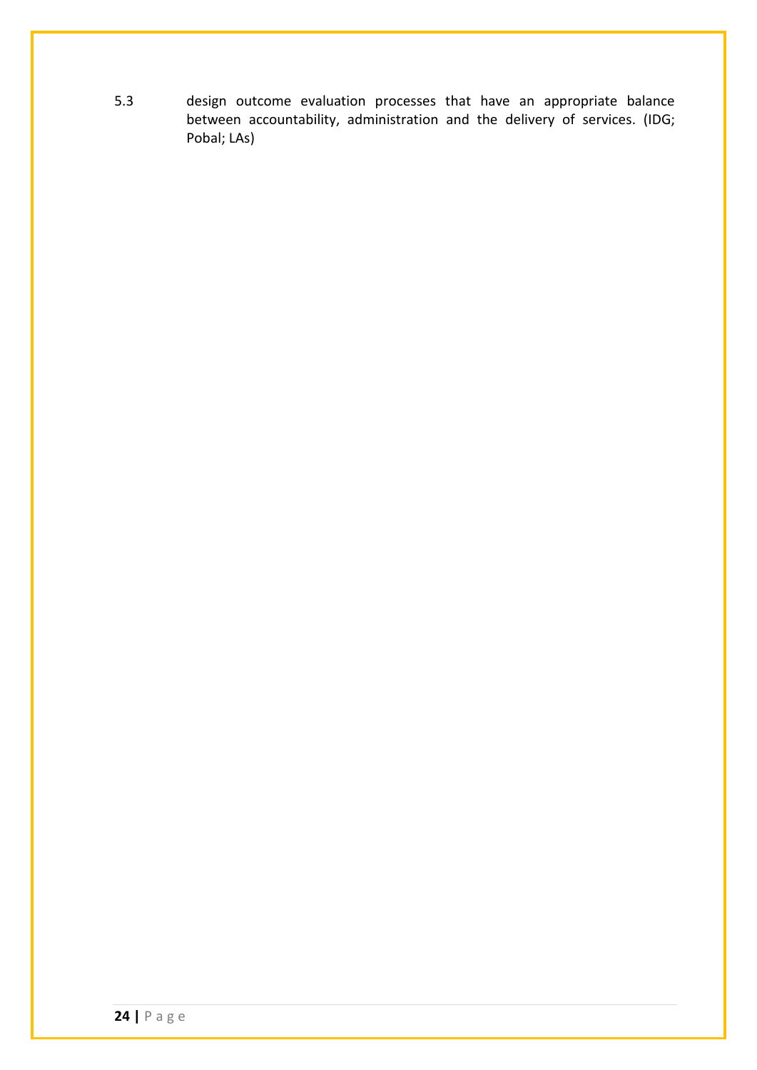5.3 design outcome evaluation processes that have an appropriate balance between accountability, administration and the delivery of services. (IDG; Pobal; LAs)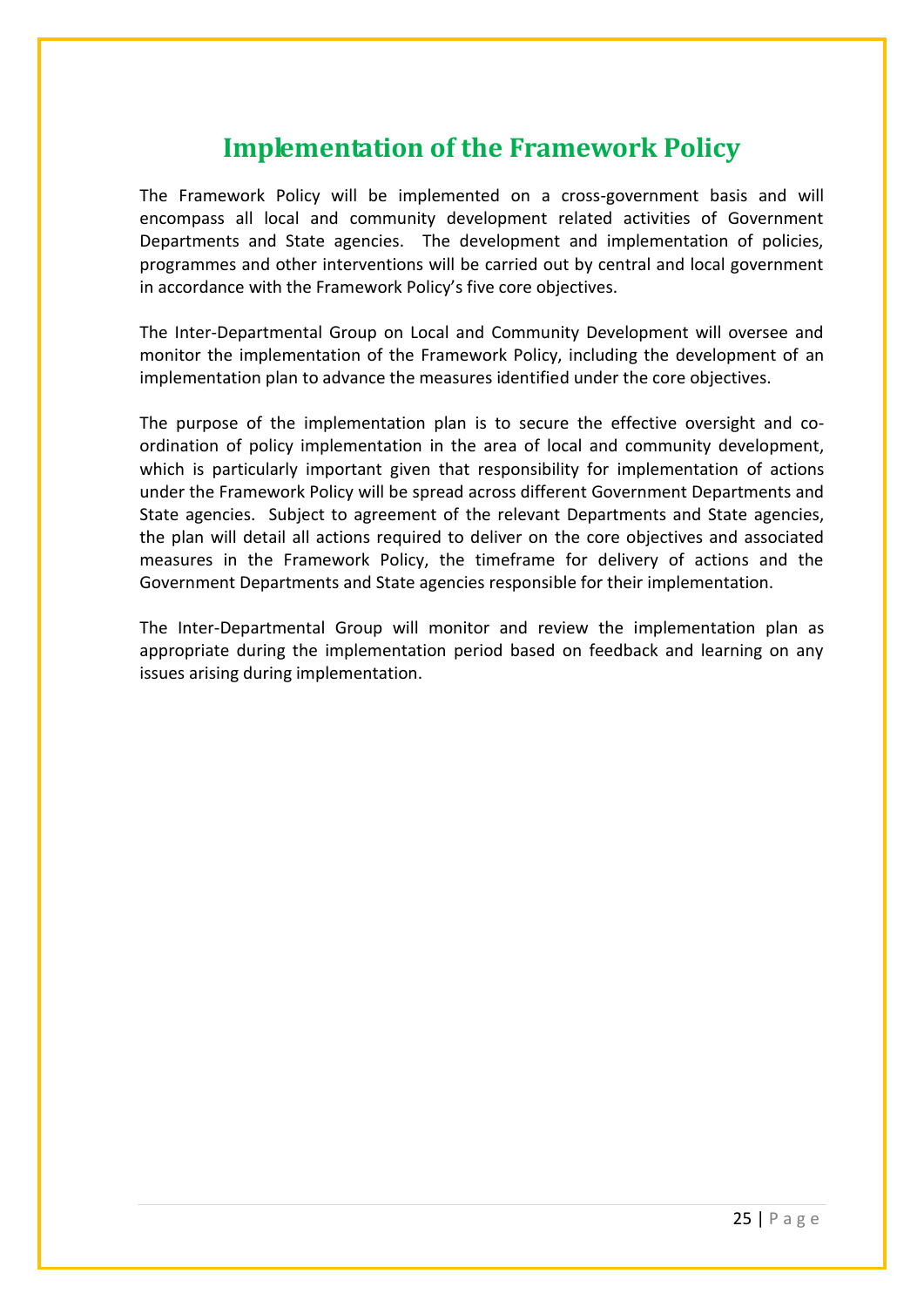# Implementation of the Framework Policy

The Framework Policy will be implemented on a cross-government basis and will encompass all local and community development related activities of Government Departments and State agencies. The development and implementation of policies, programmes and other interventions will be carried out by central and local government in accordance with the Framework Policy's five core objectives.

The Inter-Departmental Group on Local and Community Development will oversee and monitor the implementation of the Framework Policy, including the development of an implementation plan to advance the measures identified under the core objectives.

The purpose of the implementation plan is to secure the effective oversight and co-ordination of policy implementation in the area of local and community development, which is particularly important given that responsibility for implementation of actions under the Framework Policy will be spread across different Government Departments and State agencies. Subject to agreement of the relevant Departments and State agencies, the plan will detail all actions required to deliver on the core objectives and associated measures in the Framework Policy, the timeframe for delivery of actions and the Government Departments and State agencies responsible for their implementation.

The Inter-Departmental Group will monitor and review the implementation plan as appropriate during the implementation period based on feedback and learning on any issues arising during implementation.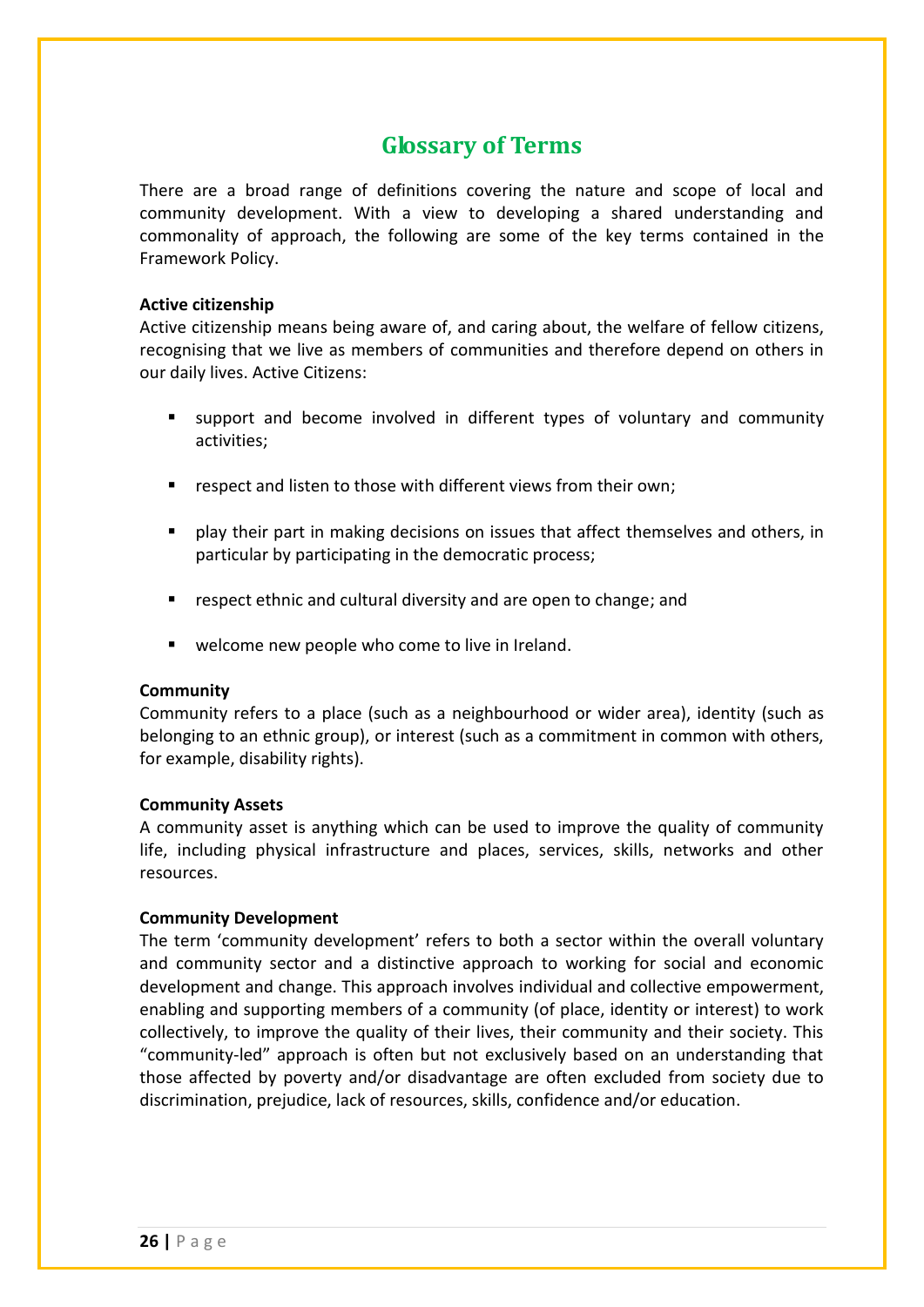# Glossary of Terms

There are a broad range of definitions covering the nature and scope of local and community development. With a view to developing a shared understanding and commonality of approach, the following are some of the key terms contained in the Framework Policy.

**Active citizenship**

Active citizenship means being aware of, and caring about, the welfare of fellow citizens, recognising that we live as members of communities and therefore depend on others in our daily lives. Active Citizens:

- support and become involved in different types of voluntary and community activities;
- respect and listen to those with different views from their own;
- play their part in making decisions on issues that affect themselves and others, in particular by participating in the democratic process;
- respect ethnic and cultural diversity and are open to change; and
- welcome new people who come to live in Ireland.

**Community**

Community refers to a place (such as a neighbourhood or wider area), identity (such as belonging to an ethnic group), or interest (such as a commitment in common with others, for example, disability rights).

**Community Assets**

A community asset is anything which can be used to improve the quality of community life, including physical infrastructure and places, services, skills, networks and other resources.

**Community Development**

The term 'community development' refers to both a sector within the overall voluntary and community sector and a distinctive approach to working for social and economic development and change. This approach involves individual and collective empowerment, enabling and supporting members of a community (of place, identity or interest) to work collectively, to improve the quality of their lives, their community and their society. This "community-led" approach is often but not exclusively based on an understanding that those affected by poverty and/or disadvantage are often excluded from society due to discrimination, prejudice, lack of resources, skills, confidence and/or education.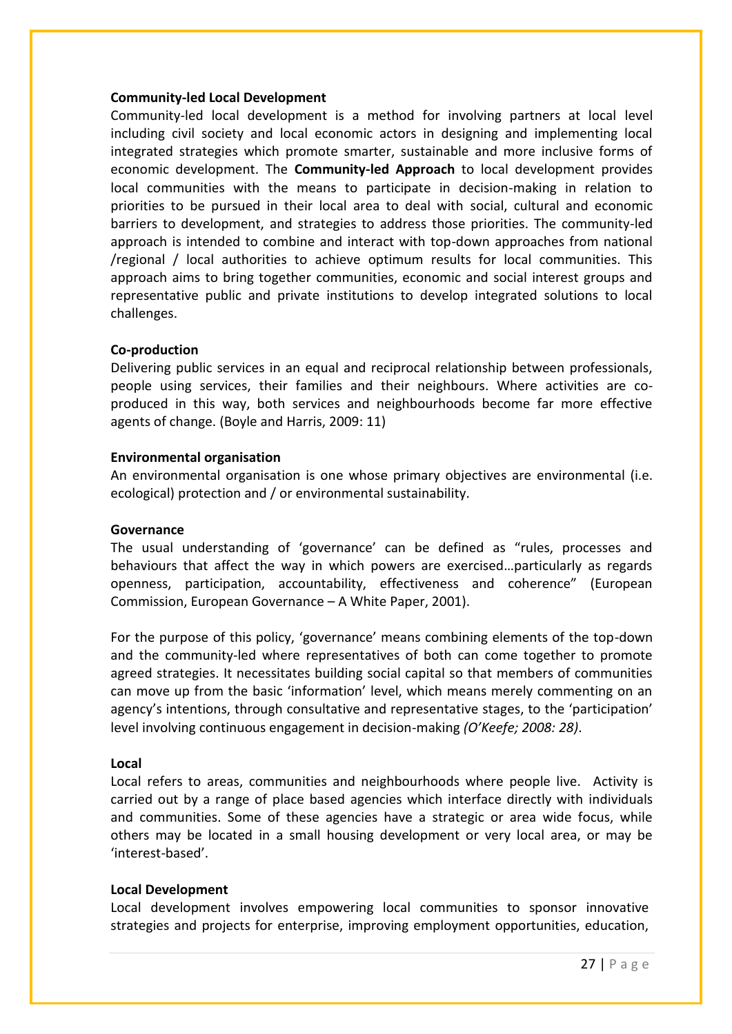**Community-led Local Development**

Community-led local development is a method for involving partners at local level including civil society and local economic actors in designing and implementing local integrated strategies which promote smarter, sustainable and more inclusive forms of economic development. The **Community-led Approach** to local development provides local communities with the means to participate in decision-making in relation to priorities to be pursued in their local area to deal with social, cultural and economic barriers to development, and strategies to address those priorities. The community-led approach is intended to combine and interact with top-down approaches from national /regional / local authorities to achieve optimum results for local communities. This approach aims to bring together communities, economic and social interest groups and representative public and private institutions to develop integrated solutions to local challenges.

**Co-production**

Delivering public services in an equal and reciprocal relationship between professionals, people using services, their families and their neighbours. Where activities are co-produced in this way, both services and neighbourhoods become far more effective agents of change. (Boyle and Harris, 2009: 11)

**Environmental organisation**

An environmental organisation is one whose primary objectives are environmental (i.e. ecological) protection and / or environmental sustainability.

**Governance**

The usual understanding of 'governance' can be defined as "rules, processes and behaviours that affect the way in which powers are exercised…particularly as regards openness, participation, accountability, effectiveness and coherence" (European Commission, European Governance – A White Paper, 2001).

For the purpose of this policy, 'governance' means combining elements of the top-down and the community-led where representatives of both can come together to promote agreed strategies. It necessitates building social capital so that members of communities can move up from the basic 'information' level, which means merely commenting on an agency's intentions, through consultative and representative stages, to the 'participation' level involving continuous engagement in decision-making *(O'Keefe; 2008: 28)*.

**Local**

Local refers to areas, communities and neighbourhoods where people live. Activity is carried out by a range of place based agencies which interface directly with individuals and communities. Some of these agencies have a strategic or area wide focus, while others may be located in a small housing development or very local area, or may be 'interest-based'.

**Local Development**

Local development involves empowering local communities to sponsor innovative strategies and projects for enterprise, improving employment opportunities, education,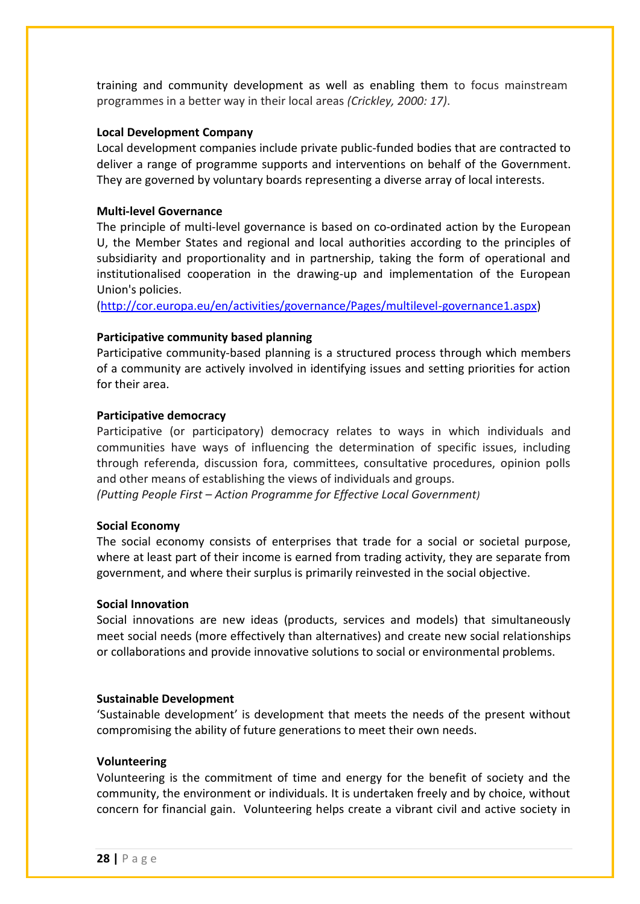training and community development as well as enabling them to focus mainstream programmes in a better way in their local areas *(Crickley, 2000: 17)*.

**Local Development Company**

Local development companies include private public-funded bodies that are contracted to deliver a range of programme supports and interventions on behalf of the Government. They are governed by voluntary boards representing a diverse array of local interests.

**Multi-level Governance**

The principle of multi-level governance is based on co-ordinated action by the European U, the Member States and regional and local authorities according to the principles of subsidiarity and proportionality and in partnership, taking the form of operational and institutionalised cooperation in the drawing-up and implementation of the European Union's policies.
(http://cor.europa.eu/en/activities/governance/Pages/multilevel-governance1.aspx)

**Participative community based planning**

Participative community-based planning is a structured process through which members of a community are actively involved in identifying issues and setting priorities for action for their area.

**Participative democracy**

Participative (or participatory) democracy relates to ways in which individuals and communities have ways of influencing the determination of specific issues, including through referenda, discussion fora, committees, consultative procedures, opinion polls and other means of establishing the views of individuals and groups.
*(Putting People First – Action Programme for Effective Local Government)*

**Social Economy**

The social economy consists of enterprises that trade for a social or societal purpose, where at least part of their income is earned from trading activity, they are separate from government, and where their surplus is primarily reinvested in the social objective.

**Social Innovation**

Social innovations are new ideas (products, services and models) that simultaneously meet social needs (more effectively than alternatives) and create new social relationships or collaborations and provide innovative solutions to social or environmental problems.

**Sustainable Development**

'Sustainable development' is development that meets the needs of the present without compromising the ability of future generations to meet their own needs.

**Volunteering**

Volunteering is the commitment of time and energy for the benefit of society and the community, the environment or individuals. It is undertaken freely and by choice, without concern for financial gain. Volunteering helps create a vibrant civil and active society in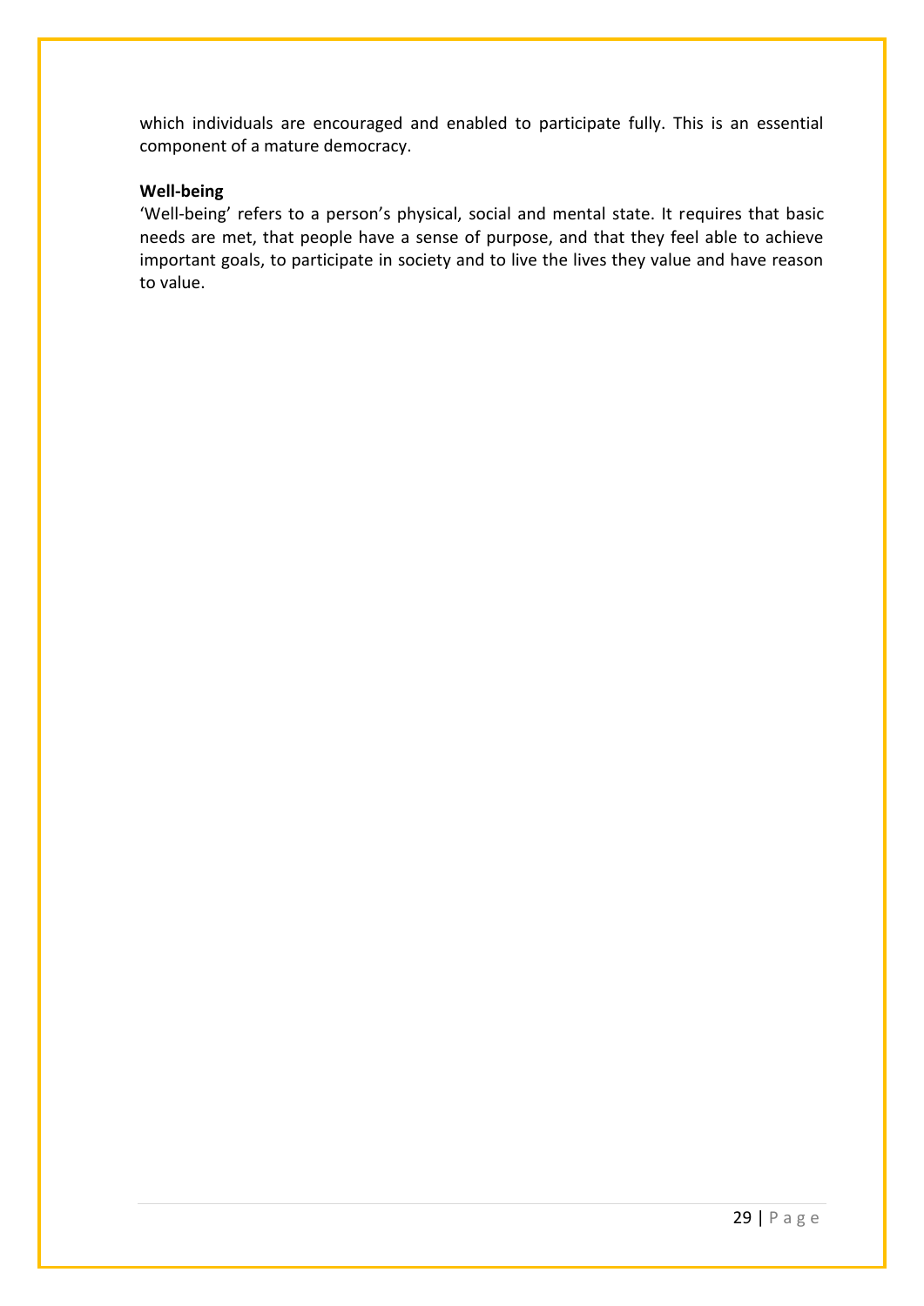which individuals are encouraged and enabled to participate fully. This is an essential component of a mature democracy.

**Well-being**

'Well-being' refers to a person's physical, social and mental state. It requires that basic needs are met, that people have a sense of purpose, and that they feel able to achieve important goals, to participate in society and to live the lives they value and have reason to value.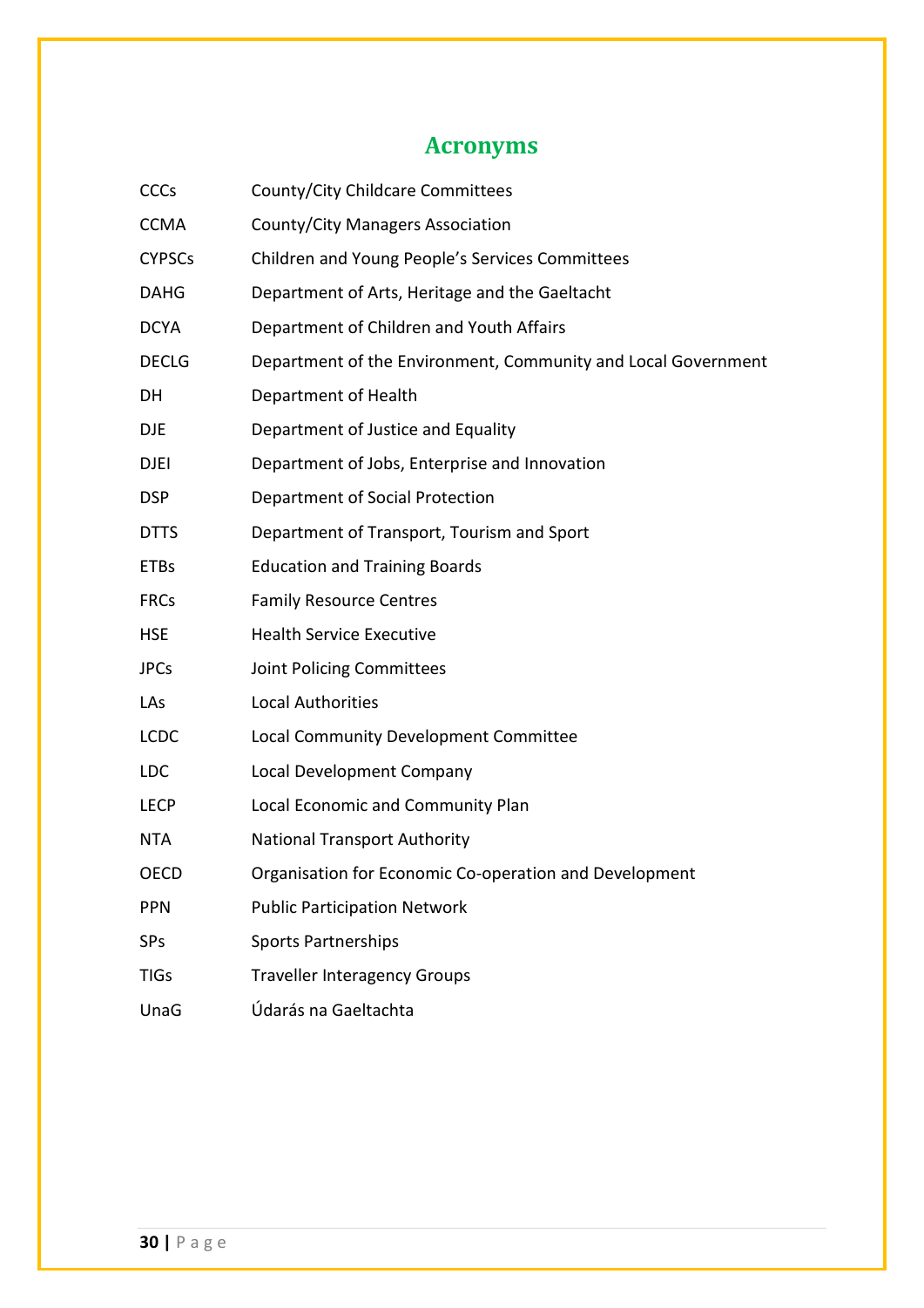# Acronyms

| | |
|---|---|
| CCCs | County/City Childcare Committees |
| CCMA | County/City Managers Association |
| CYPSCs | Children and Young People's Services Committees |
| DAHG | Department of Arts, Heritage and the Gaeltacht |
| DCYA | Department of Children and Youth Affairs |
| DECLG | Department of the Environment, Community and Local Government |
| DH | Department of Health |
| DJE | Department of Justice and Equality |
| DJEI | Department of Jobs, Enterprise and Innovation |
| DSP | Department of Social Protection |
| DTTS | Department of Transport, Tourism and Sport |
| ETBs | Education and Training Boards |
| FRCs | Family Resource Centres |
| HSE | Health Service Executive |
| JPCs | Joint Policing Committees |
| LAs | Local Authorities |
| LCDC | Local Community Development Committee |
| LDC | Local Development Company |
| LECP | Local Economic and Community Plan |
| NTA | National Transport Authority |
| OECD | Organisation for Economic Co-operation and Development |
| PPN | Public Participation Network |
| SPs | Sports Partnerships |
| TIGs | Traveller Interagency Groups |
| UnaG | Údarás na Gaeltachta |